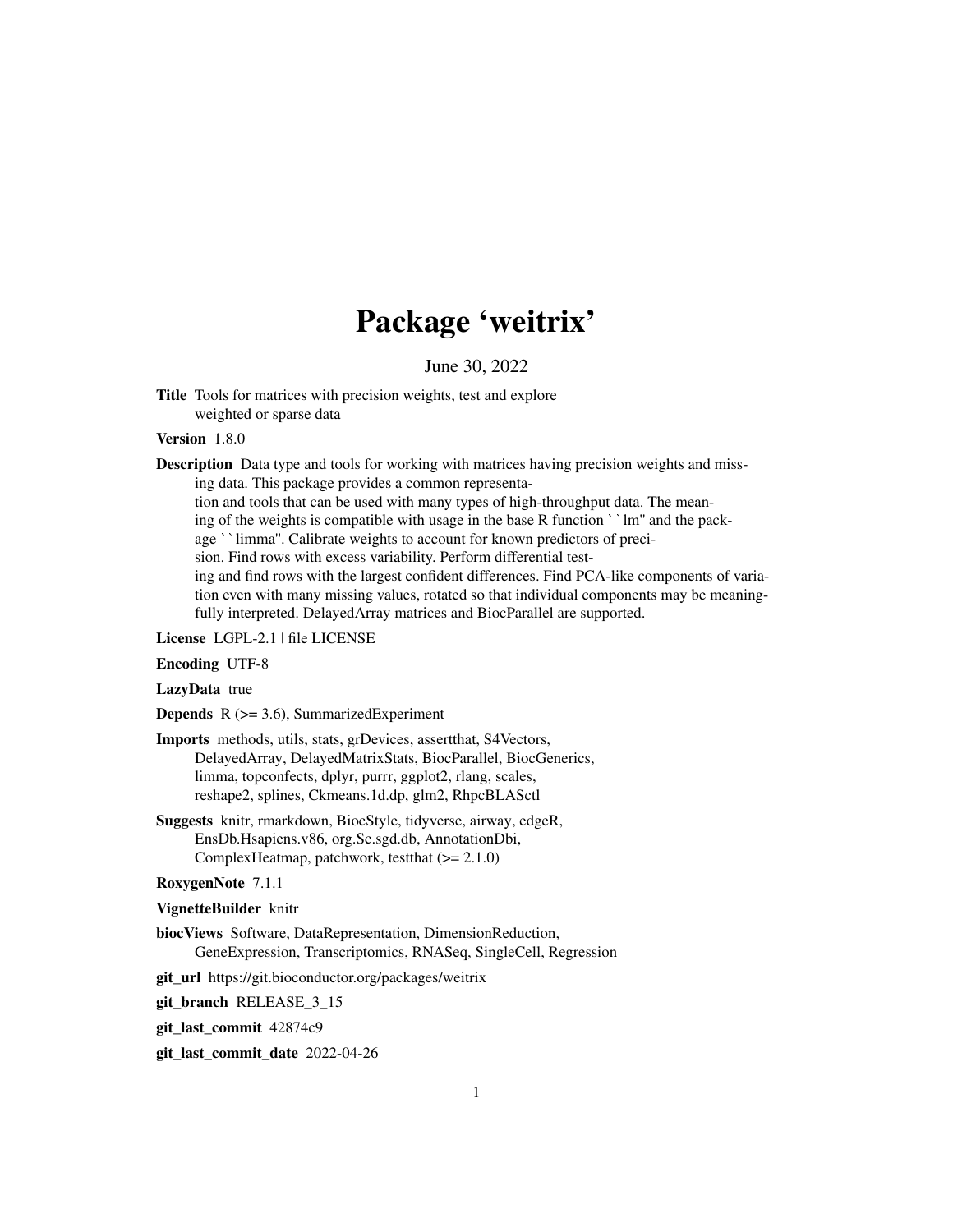# Package 'weitrix'

June 30, 2022

**Title** Tools for matrices with precision weights, test and explore weighted or sparse data

**Version** 1.8.0

**Description** Data type and tools for working with matrices having precision weights and missing data. This package provides a common representation and tools that can be used with many types of high-throughput data. The meaning of the weights is compatible with usage in the base R function ``lm'' and the package ``limma''. Calibrate weights to account for known predictors of precision. Find rows with excess variability. Perform differential testing and find rows with the largest confident differences. Find PCA-like components of variation even with many missing values, rotated so that individual components may be meaningfully interpreted. DelayedArray matrices and BiocParallel are supported.

**License** LGPL-2.1 | file LICENSE

**Encoding** UTF-8

**LazyData** true

**Depends** R (>= 3.6), SummarizedExperiment

**Imports** methods, utils, stats, grDevices, assertthat, S4Vectors, DelayedArray, DelayedMatrixStats, BiocParallel, BiocGenerics, limma, topconfects, dplyr, purrr, ggplot2, rlang, scales, reshape2, splines, Ckmeans.1d.dp, glm2, RhpcBLASctl

**Suggests** knitr, rmarkdown, BiocStyle, tidyverse, airway, edgeR, EnsDb.Hsapiens.v86, org.Sc.sgd.db, AnnotationDbi, ComplexHeatmap, patchwork, testthat (>= 2.1.0)

**RoxygenNote** 7.1.1

**VignetteBuilder** knitr

**biocViews** Software, DataRepresentation, DimensionReduction, GeneExpression, Transcriptomics, RNASeq, SingleCell, Regression

**git_url** https://git.bioconductor.org/packages/weitrix

**git_branch** RELEASE_3_15

**git_last_commit** 42874c9

**git_last_commit_date** 2022-04-26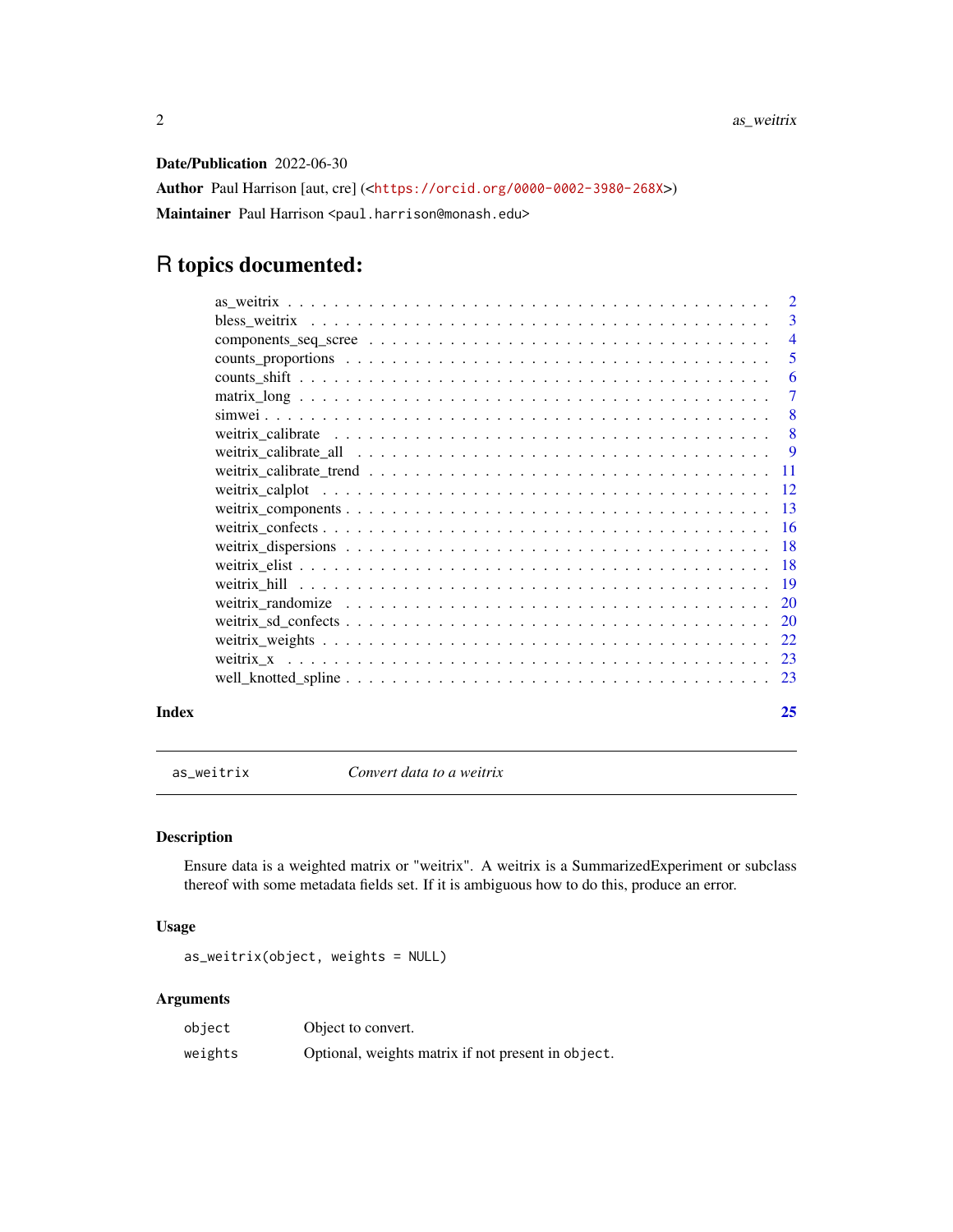**Date/Publication** 2022-06-30

**Author** Paul Harrison [aut, cre] (<https://orcid.org/0000-0002-3980-268X>)

**Maintainer** Paul Harrison <paul.harrison@monash.edu>

# R topics documented:

| | |
|---|---|
| as_weitrix | 2 |
| bless_weitrix | 3 |
| components_seq_scree | 4 |
| counts_proportions | 5 |
| counts_shift | 6 |
| matrix_long | 7 |
| simwei | 8 |
| weitrix_calibrate | 8 |
| weitrix_calibrate_all | 9 |
| weitrix_calibrate_trend | 11 |
| weitrix_calplot | 12 |
| weitrix_components | 13 |
| weitrix_confects | 16 |
| weitrix_dispersions | 18 |
| weitrix_elist | 18 |
| weitrix_hill | 19 |
| weitrix_randomize | 20 |
| weitrix_sd_confects | 20 |
| weitrix_weights | 22 |
| weitrix_x | 23 |
| well_knotted_spline | 23 |
| **Index** | **25** |

---

`as_weitrix` — *Convert data to a weitrix*

---

## Description

Ensure data is a weighted matrix or "weitrix". A weitrix is a SummarizedExperiment or subclass thereof with some metadata fields set. If it is ambiguous how to do this, produce an error.

## Usage

```
as_weitrix(object, weights = NULL)
```

## Arguments

| | |
|---|---|
| `object` | Object to convert. |
| `weights` | Optional, weights matrix if not present in `object`. |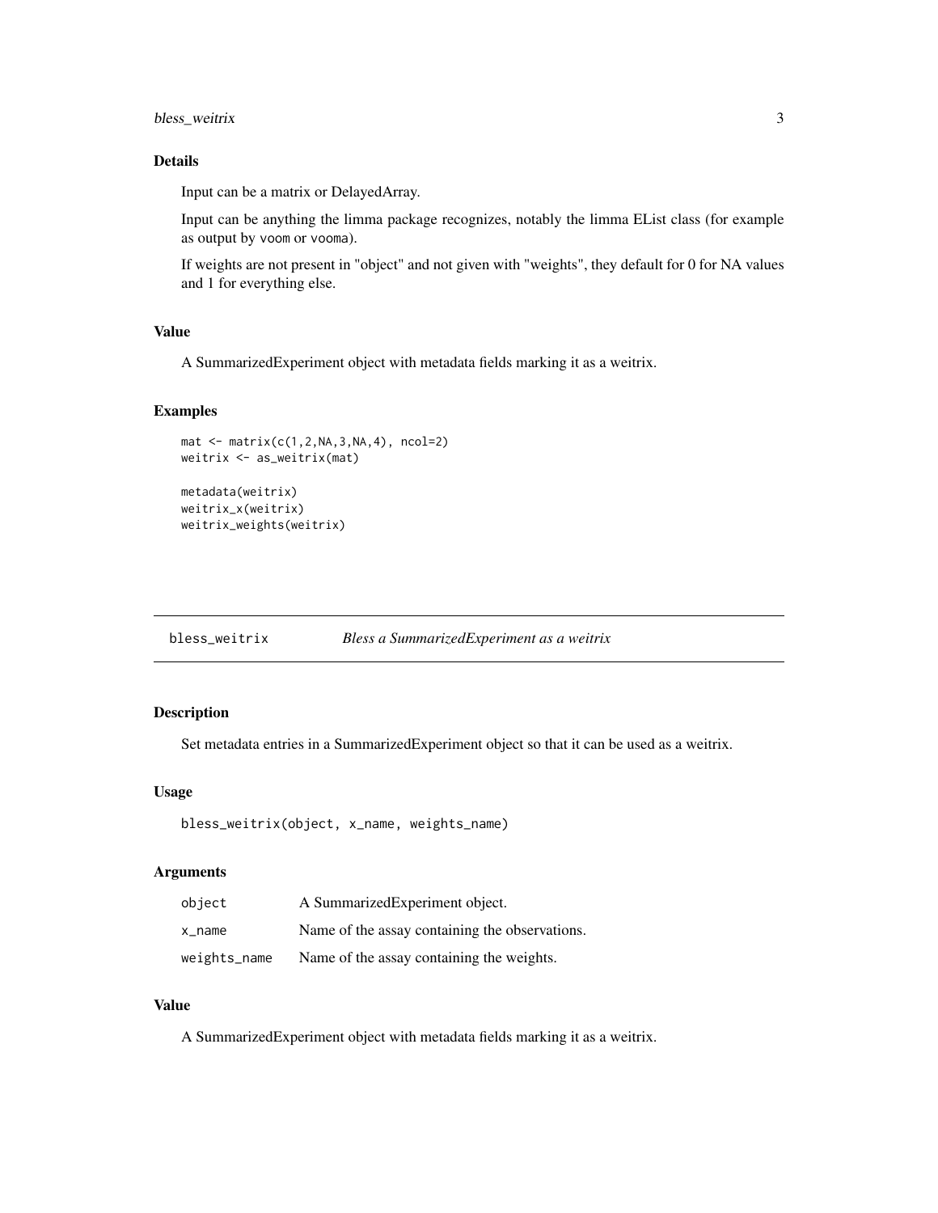### Details

Input can be a matrix or DelayedArray.

Input can be anything the limma package recognizes, notably the limma EList class (for example as output by `voom` or `vooma`).

If weights are not present in "object" and not given with "weights", they default for 0 for NA values and 1 for everything else.

### Value

A SummarizedExperiment object with metadata fields marking it as a weitrix.

### Examples

```
mat <- matrix(c(1,2,NA,3,NA,4), ncol=2)
weitrix <- as_weitrix(mat)

metadata(weitrix)
weitrix_x(weitrix)
weitrix_weights(weitrix)
```

---

## bless_weitrix *Bless a SummarizedExperiment as a weitrix*

---

### Description

Set metadata entries in a SummarizedExperiment object so that it can be used as a weitrix.

### Usage

```
bless_weitrix(object, x_name, weights_name)
```

### Arguments

| | |
|---|---|
| `object` | A SummarizedExperiment object. |
| `x_name` | Name of the assay containing the observations. |
| `weights_name` | Name of the assay containing the weights. |

### Value

A SummarizedExperiment object with metadata fields marking it as a weitrix.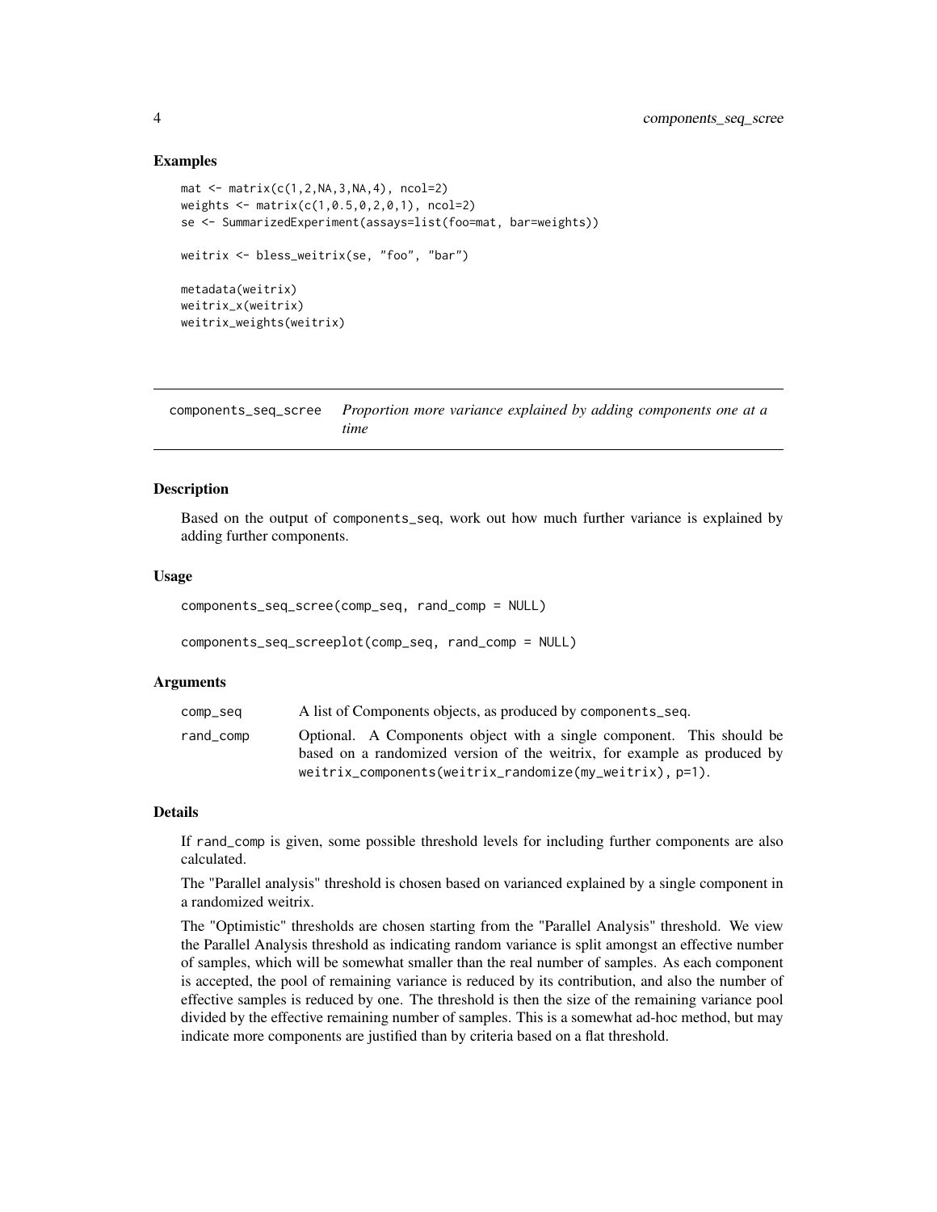## Examples

```
mat <- matrix(c(1,2,NA,3,NA,4), ncol=2)
weights <- matrix(c(1,0.5,0,2,0,1), ncol=2)
se <- SummarizedExperiment(assays=list(foo=mat, bar=weights))

weitrix <- bless_weitrix(se, "foo", "bar")

metadata(weitrix)
weitrix_x(weitrix)
weitrix_weights(weitrix)
```

---

# components_seq_scree *Proportion more variance explained by adding components one at a time*

## Description

Based on the output of components_seq, work out how much further variance is explained by adding further components.

## Usage

```
components_seq_scree(comp_seq, rand_comp = NULL)

components_seq_screeplot(comp_seq, rand_comp = NULL)
```

## Arguments

| | |
|---|---|
| comp_seq | A list of Components objects, as produced by components_seq. |
| rand_comp | Optional. A Components object with a single component. This should be based on a randomized version of the weitrix, for example as produced by weitrix_components(weitrix_randomize(my_weitrix), p=1). |

## Details

If rand_comp is given, some possible threshold levels for including further components are also calculated.

The "Parallel analysis" threshold is chosen based on varianced explained by a single component in a randomized weitrix.

The "Optimistic" thresholds are chosen starting from the "Parallel Analysis" threshold. We view the Parallel Analysis threshold as indicating random variance is split amongst an effective number of samples, which will be somewhat smaller than the real number of samples. As each component is accepted, the pool of remaining variance is reduced by its contribution, and also the number of effective samples is reduced by one. The threshold is then the size of the remaining variance pool divided by the effective remaining number of samples. This is a somewhat ad-hoc method, but may indicate more components are justified than by criteria based on a flat threshold.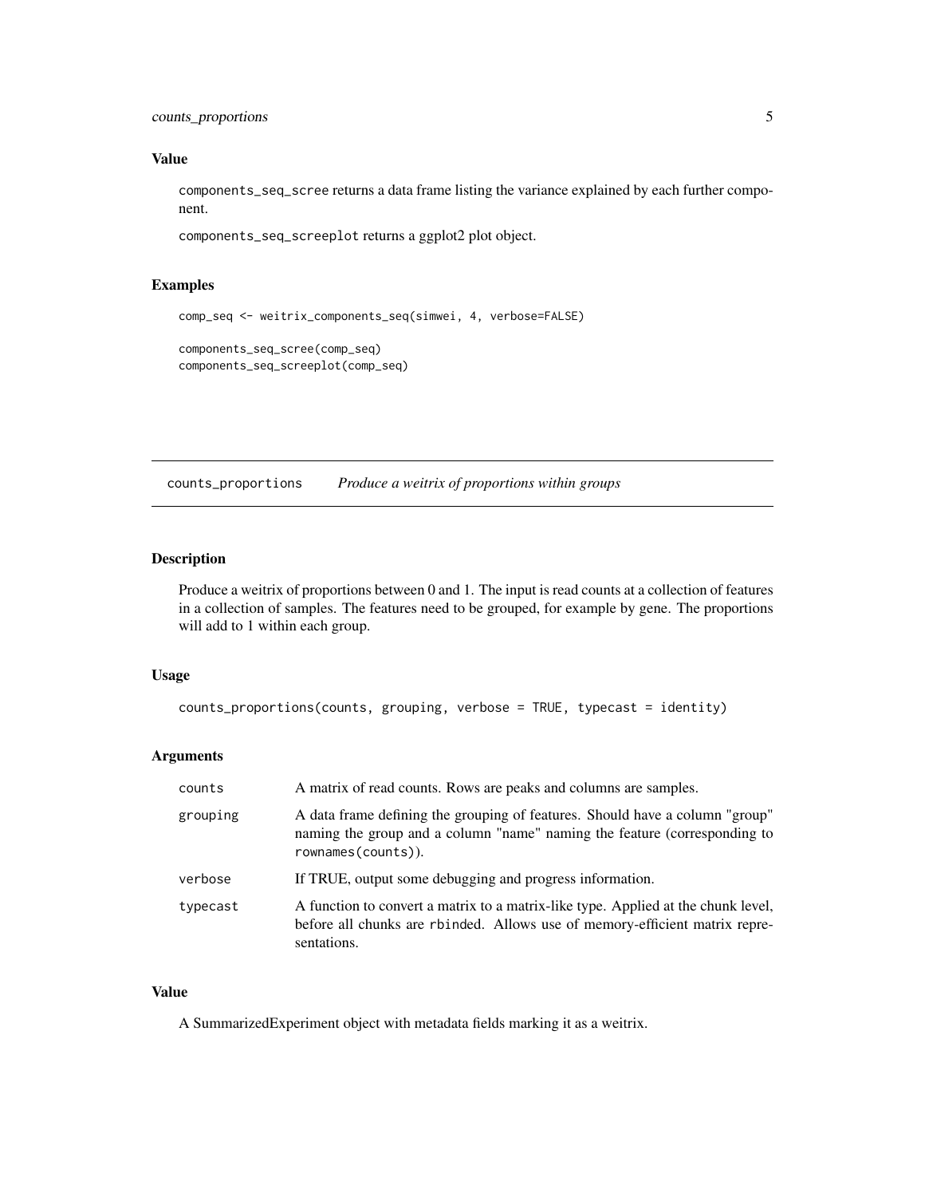### Value

`components_seq_scree` returns a data frame listing the variance explained by each further component.

`components_seq_screeplot` returns a ggplot2 plot object.

### Examples

```
comp_seq <- weitrix_components_seq(simwei, 4, verbose=FALSE)

components_seq_scree(comp_seq)
components_seq_screeplot(comp_seq)
```

---

## counts_proportions *Produce a weitrix of proportions within groups*

---

### Description

Produce a weitrix of proportions between 0 and 1. The input is read counts at a collection of features in a collection of samples. The features need to be grouped, for example by gene. The proportions will add to 1 within each group.

### Usage

```
counts_proportions(counts, grouping, verbose = TRUE, typecast = identity)
```

### Arguments

| | |
|---|---|
| `counts` | A matrix of read counts. Rows are peaks and columns are samples. |
| `grouping` | A data frame defining the grouping of features. Should have a column "group" naming the group and a column "name" naming the feature (corresponding to `rownames(counts)`). |
| `verbose` | If TRUE, output some debugging and progress information. |
| `typecast` | A function to convert a matrix to a matrix-like type. Applied at the chunk level, before all chunks are `rbind`ed. Allows use of memory-efficient matrix representations. |

### Value

A SummarizedExperiment object with metadata fields marking it as a weitrix.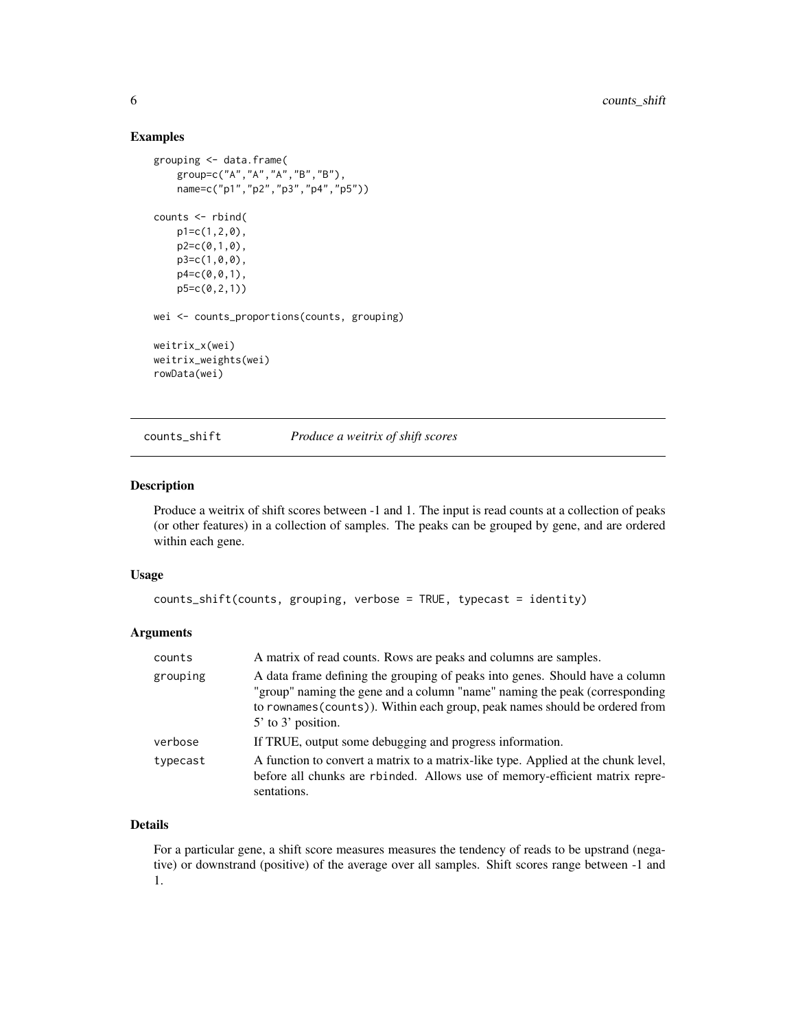## Examples

```
grouping <- data.frame(
    group=c("A","A","A","B","B"),
    name=c("p1","p2","p3","p4","p5"))

counts <- rbind(
    p1=c(1,2,0),
    p2=c(0,1,0),
    p3=c(1,0,0),
    p4=c(0,0,1),
    p5=c(0,2,1))

wei <- counts_proportions(counts, grouping)

weitrix_x(wei)
weitrix_weights(wei)
rowData(wei)
```

---

# counts_shift — *Produce a weitrix of shift scores*

## Description

Produce a weitrix of shift scores between -1 and 1. The input is read counts at a collection of peaks (or other features) in a collection of samples. The peaks can be grouped by gene, and are ordered within each gene.

## Usage

```
counts_shift(counts, grouping, verbose = TRUE, typecast = identity)
```

## Arguments

| | |
|---|---|
| counts | A matrix of read counts. Rows are peaks and columns are samples. |
| grouping | A data frame defining the grouping of peaks into genes. Should have a column "group" naming the gene and a column "name" naming the peak (corresponding to `rownames(counts)`). Within each group, peak names should be ordered from 5' to 3' position. |
| verbose | If TRUE, output some debugging and progress information. |
| typecast | A function to convert a matrix to a matrix-like type. Applied at the chunk level, before all chunks are `rbind`ed. Allows use of memory-efficient matrix representations. |

## Details

For a particular gene, a shift score measures measures the tendency of reads to be upstrand (negative) or downstrand (positive) of the average over all samples. Shift scores range between -1 and 1.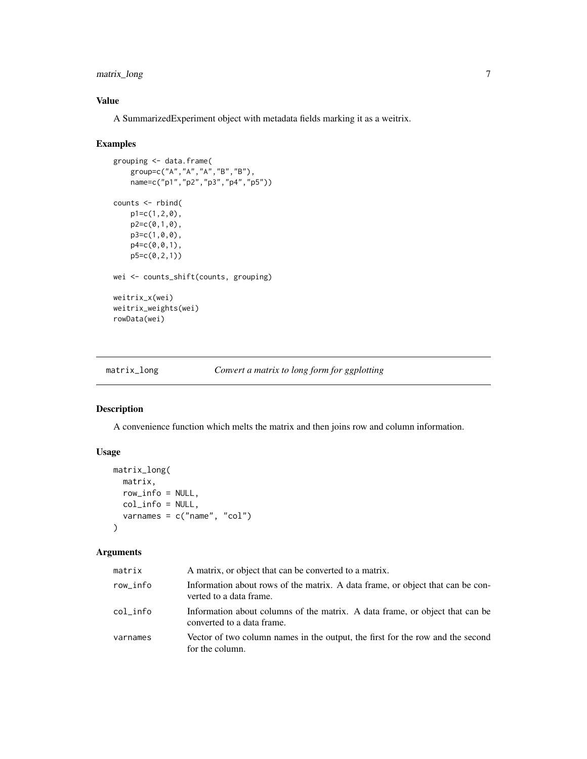### Value

A SummarizedExperiment object with metadata fields marking it as a weitrix.

### Examples

```
grouping <- data.frame(
    group=c("A","A","A","B","B"),
    name=c("p1","p2","p3","p4","p5"))

counts <- rbind(
    p1=c(1,2,0),
    p2=c(0,1,0),
    p3=c(1,0,0),
    p4=c(0,0,1),
    p5=c(0,2,1))

wei <- counts_shift(counts, grouping)

weitrix_x(wei)
weitrix_weights(wei)
rowData(wei)
```

---

## matrix_long — *Convert a matrix to long form for ggplotting*

### Description

A convenience function which melts the matrix and then joins row and column information.

### Usage

```
matrix_long(
  matrix,
  row_info = NULL,
  col_info = NULL,
  varnames = c("name", "col")
)
```

### Arguments

| | |
|---|---|
| matrix | A matrix, or object that can be converted to a matrix. |
| row_info | Information about rows of the matrix. A data frame, or object that can be converted to a data frame. |
| col_info | Information about columns of the matrix. A data frame, or object that can be converted to a data frame. |
| varnames | Vector of two column names in the output, the first for the row and the second for the column. |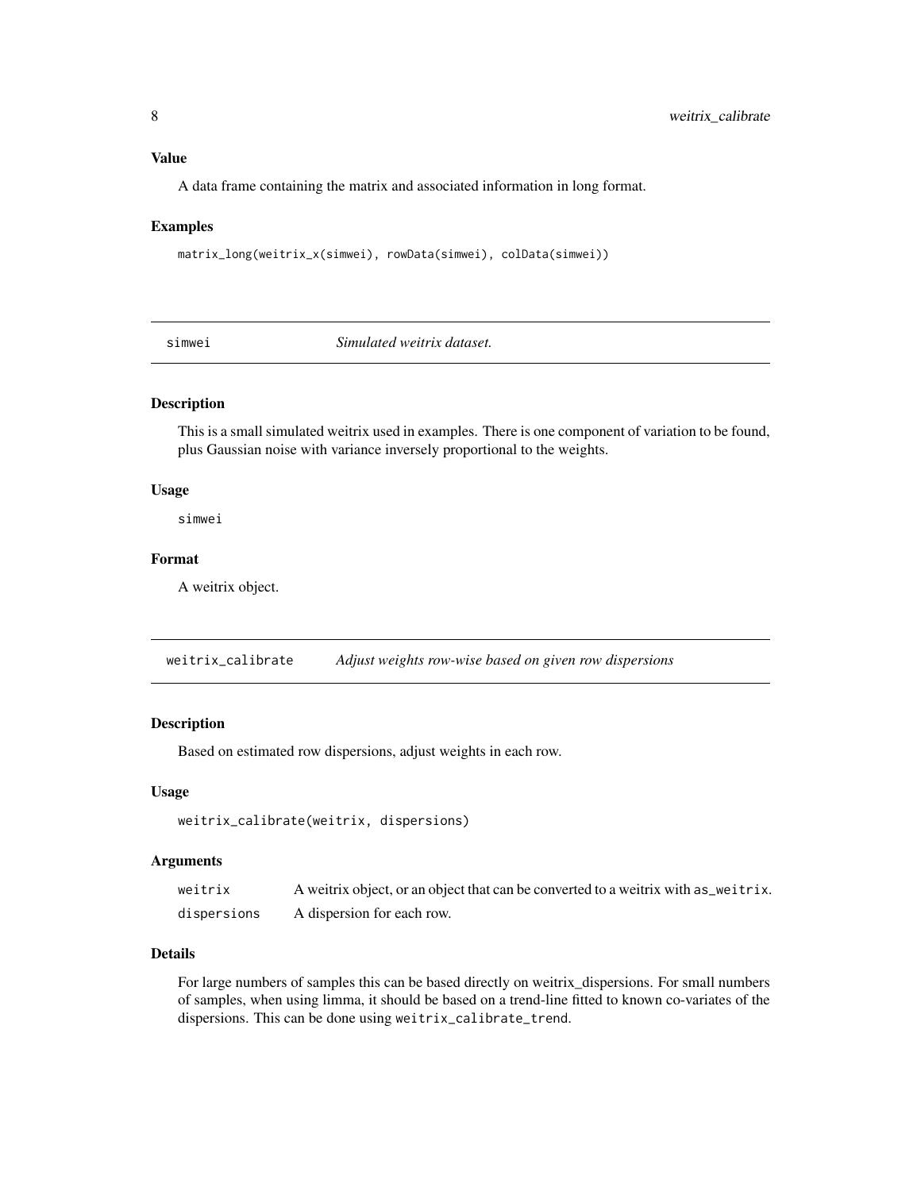### Value

A data frame containing the matrix and associated information in long format.

### Examples

```
matrix_long(weitrix_x(simwei), rowData(simwei), colData(simwei))
```

---

## simwei — *Simulated weitrix dataset.*

---

### Description

This is a small simulated weitrix used in examples. There is one component of variation to be found, plus Gaussian noise with variance inversely proportional to the weights.

### Usage

```
simwei
```

### Format

A weitrix object.

---

## weitrix_calibrate — *Adjust weights row-wise based on given row dispersions*

---

### Description

Based on estimated row dispersions, adjust weights in each row.

### Usage

```
weitrix_calibrate(weitrix, dispersions)
```

### Arguments

| | |
|---|---|
| weitrix | A weitrix object, or an object that can be converted to a weitrix with as_weitrix. |
| dispersions | A dispersion for each row. |

### Details

For large numbers of samples this can be based directly on weitrix_dispersions. For small numbers of samples, when using limma, it should be based on a trend-line fitted to known co-variates of the dispersions. This can be done using `weitrix_calibrate_trend`.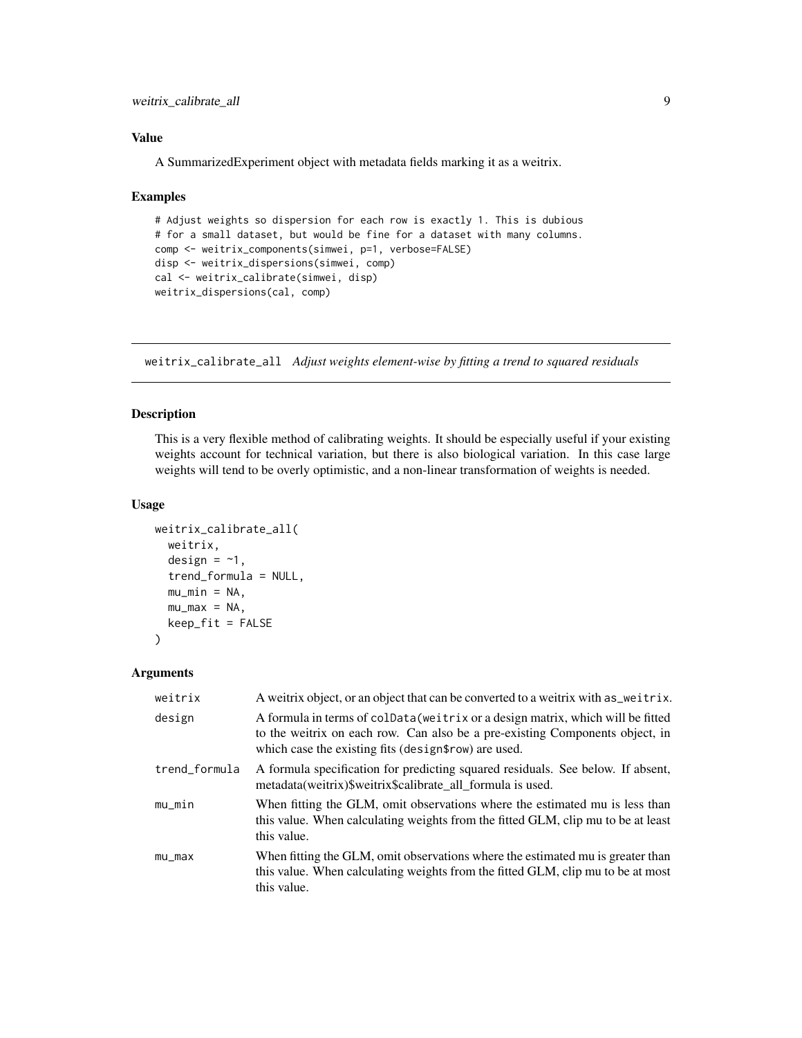### Value

A SummarizedExperiment object with metadata fields marking it as a weitrix.

### Examples

```
# Adjust weights so dispersion for each row is exactly 1. This is dubious
# for a small dataset, but would be fine for a dataset with many columns.
comp <- weitrix_components(simwei, p=1, verbose=FALSE)
disp <- weitrix_dispersions(simwei, comp)
cal <- weitrix_calibrate(simwei, disp)
weitrix_dispersions(cal, comp)
```

---

## weitrix_calibrate_all *Adjust weights element-wise by fitting a trend to squared residuals*

### Description

This is a very flexible method of calibrating weights. It should be especially useful if your existing weights account for technical variation, but there is also biological variation. In this case large weights will tend to be overly optimistic, and a non-linear transformation of weights is needed.

### Usage

```
weitrix_calibrate_all(
  weitrix,
  design = ~1,
  trend_formula = NULL,
  mu_min = NA,
  mu_max = NA,
  keep_fit = FALSE
)
```

### Arguments

| | |
|---|---|
| weitrix | A weitrix object, or an object that can be converted to a weitrix with as_weitrix. |
| design | A formula in terms of colData(weitrix or a design matrix, which will be fitted to the weitrix on each row. Can also be a pre-existing Components object, in which case the existing fits (design$row) are used. |
| trend_formula | A formula specification for predicting squared residuals. See below. If absent, metadata(weitrix)$weitrix$calibrate_all_formula is used. |
| mu_min | When fitting the GLM, omit observations where the estimated mu is less than this value. When calculating weights from the fitted GLM, clip mu to be at least this value. |
| mu_max | When fitting the GLM, omit observations where the estimated mu is greater than this value. When calculating weights from the fitted GLM, clip mu to be at most this value. |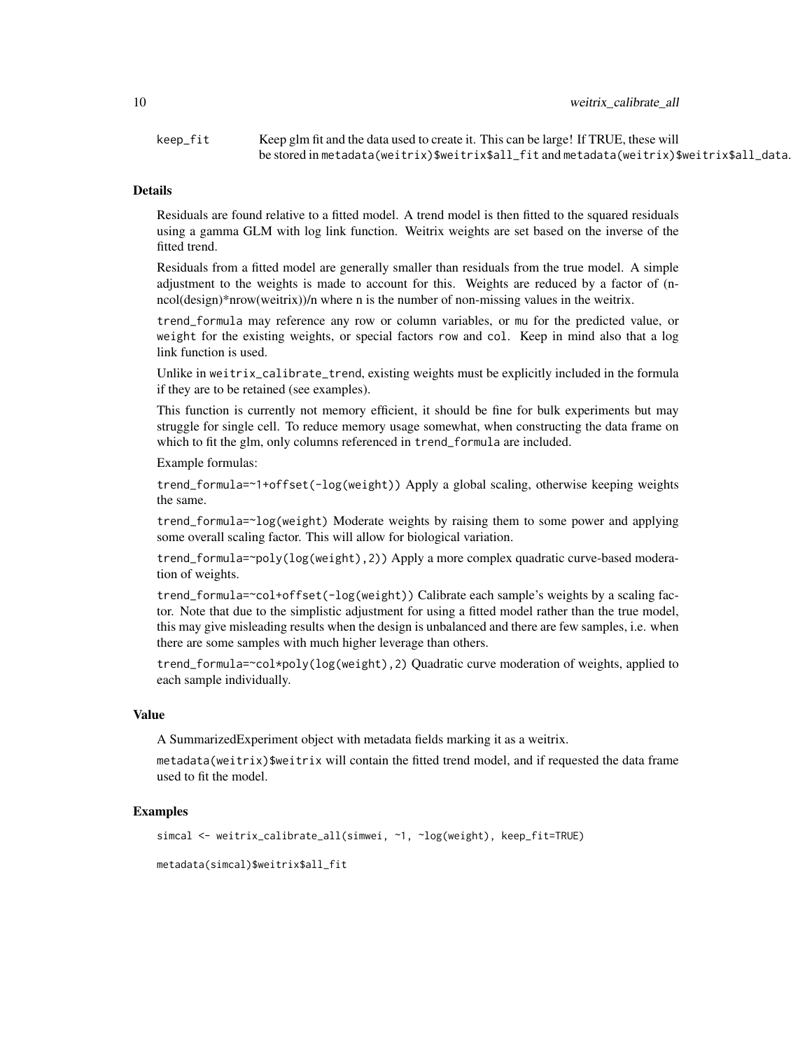keep_fit
: Keep glm fit and the data used to create it. This can be large! If TRUE, these will be stored in `metadata(weitrix)$weitrix$all_fit` and `metadata(weitrix)$weitrix$all_data`.

### Details

Residuals are found relative to a fitted model. A trend model is then fitted to the squared residuals using a gamma GLM with log link function. Weitrix weights are set based on the inverse of the fitted trend.

Residuals from a fitted model are generally smaller than residuals from the true model. A simple adjustment to the weights is made to account for this. Weights are reduced by a factor of (n-ncol(design)*nrow(weitrix))/n where n is the number of non-missing values in the weitrix.

`trend_formula` may reference any row or column variables, or `mu` for the predicted value, or `weight` for the existing weights, or special factors `row` and `col`. Keep in mind also that a log link function is used.

Unlike in `weitrix_calibrate_trend`, existing weights must be explicitly included in the formula if they are to be retained (see examples).

This function is currently not memory efficient, it should be fine for bulk experiments but may struggle for single cell. To reduce memory usage somewhat, when constructing the data frame on which to fit the glm, only columns referenced in `trend_formula` are included.

Example formulas:

`trend_formula=~1+offset(-log(weight))` Apply a global scaling, otherwise keeping weights the same.

`trend_formula=~log(weight)` Moderate weights by raising them to some power and applying some overall scaling factor. This will allow for biological variation.

`trend_formula=~poly(log(weight),2))` Apply a more complex quadratic curve-based moderation of weights.

`trend_formula=~col+offset(-log(weight))` Calibrate each sample's weights by a scaling factor. Note that due to the simplistic adjustment for using a fitted model rather than the true model, this may give misleading results when the design is unbalanced and there are few samples, i.e. when there are some samples with much higher leverage than others.

`trend_formula=~col*poly(log(weight),2)` Quadratic curve moderation of weights, applied to each sample individually.

### Value

A SummarizedExperiment object with metadata fields marking it as a weitrix.

`metadata(weitrix)$weitrix` will contain the fitted trend model, and if requested the data frame used to fit the model.

### Examples

```
simcal <- weitrix_calibrate_all(simwei, ~1, ~log(weight), keep_fit=TRUE)

metadata(simcal)$weitrix$all_fit
```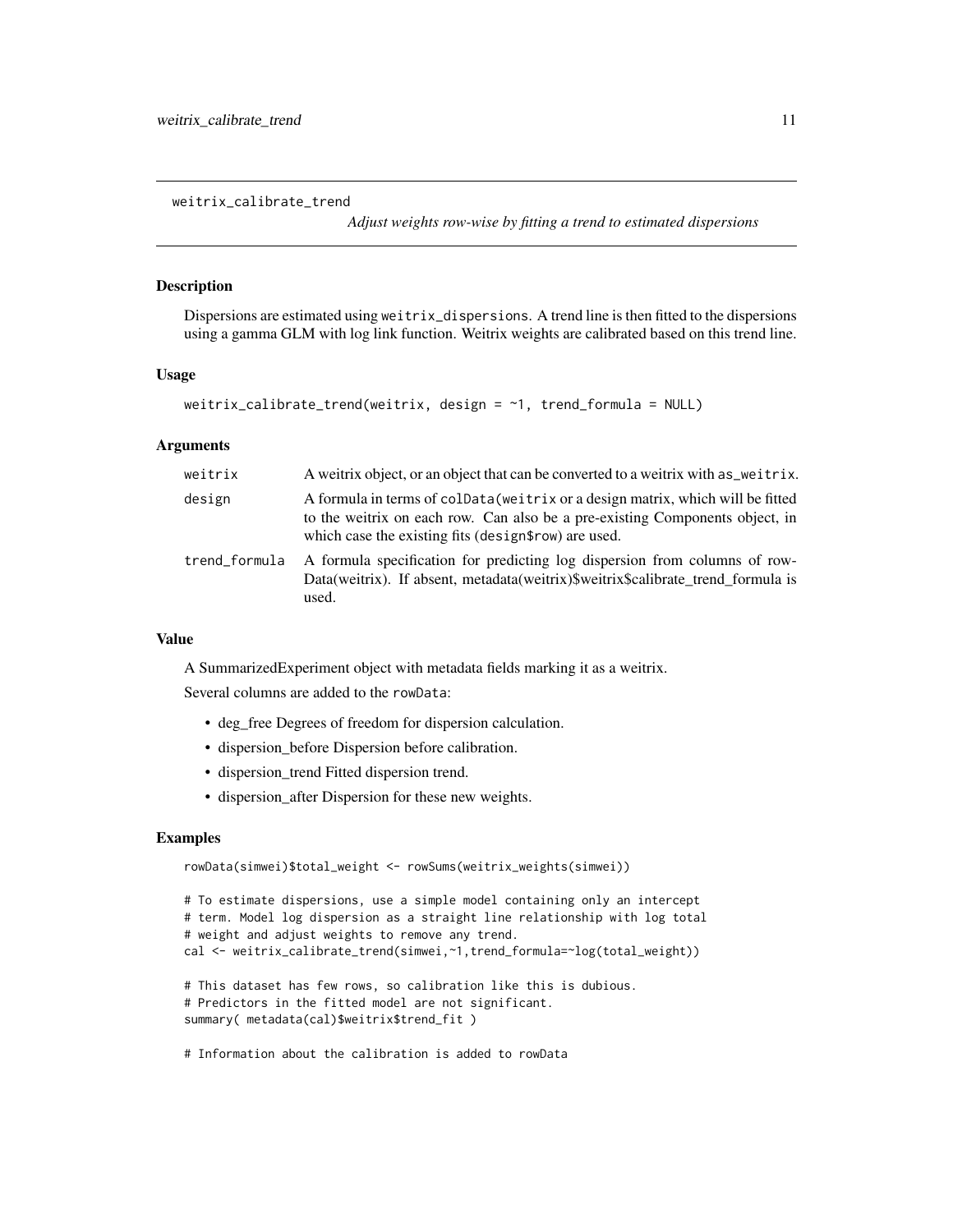weitrix_calibrate_trend

*Adjust weights row-wise by fitting a trend to estimated dispersions*

## Description

Dispersions are estimated using `weitrix_dispersions`. A trend line is then fitted to the dispersions using a gamma GLM with log link function. Weitrix weights are calibrated based on this trend line.

## Usage

```
weitrix_calibrate_trend(weitrix, design = ~1, trend_formula = NULL)
```

## Arguments

| | |
|---|---|
| `weitrix` | A weitrix object, or an object that can be converted to a weitrix with `as_weitrix`. |
| `design` | A formula in terms of `colData(weitrix` or a design matrix, which will be fitted to the weitrix on each row. Can also be a pre-existing Components object, in which case the existing fits (`design$row`) are used. |
| `trend_formula` | A formula specification for predicting log dispersion from columns of rowData(weitrix). If absent, metadata(weitrix)$weitrix$calibrate_trend_formula is used. |

## Value

A SummarizedExperiment object with metadata fields marking it as a weitrix.

Several columns are added to the `rowData`:

- deg_free Degrees of freedom for dispersion calculation.
- dispersion_before Dispersion before calibration.
- dispersion_trend Fitted dispersion trend.
- dispersion_after Dispersion for these new weights.

## Examples

```
rowData(simwei)$total_weight <- rowSums(weitrix_weights(simwei))

# To estimate dispersions, use a simple model containing only an intercept
# term. Model log dispersion as a straight line relationship with log total
# weight and adjust weights to remove any trend.
cal <- weitrix_calibrate_trend(simwei,~1,trend_formula=~log(total_weight))

# This dataset has few rows, so calibration like this is dubious.
# Predictors in the fitted model are not significant.
summary( metadata(cal)$weitrix$trend_fit )

# Information about the calibration is added to rowData
```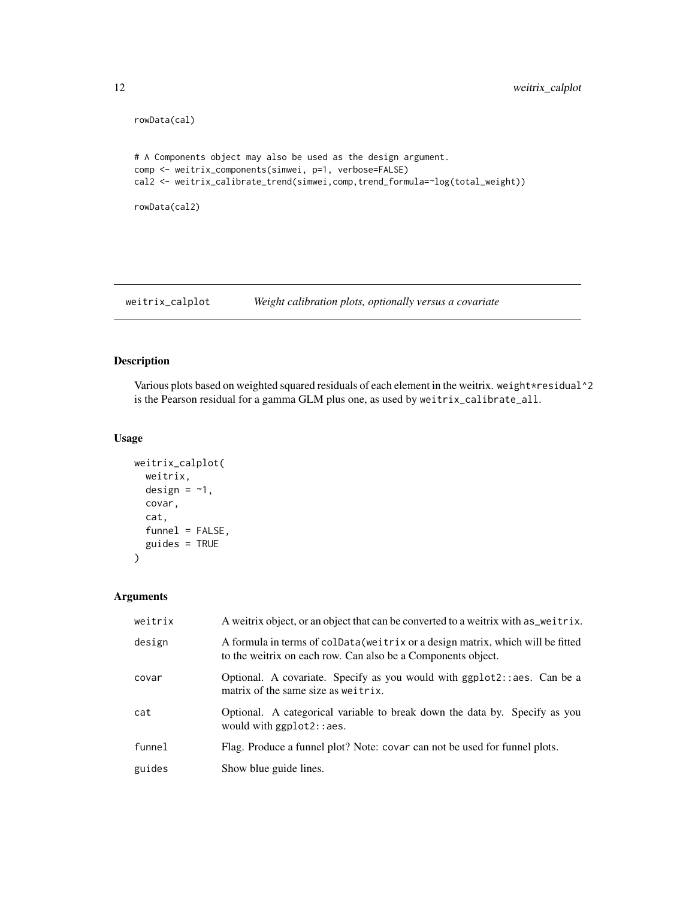```
rowData(cal)


# A Components object may also be used as the design argument.
comp <- weitrix_components(simwei, p=1, verbose=FALSE)
cal2 <- weitrix_calibrate_trend(simwei,comp,trend_formula=~log(total_weight))

rowData(cal2)
```

## weitrix_calplot — *Weight calibration plots, optionally versus a covariate*

### Description

Various plots based on weighted squared residuals of each element in the weitrix. `weight*residual^2` is the Pearson residual for a gamma GLM plus one, as used by `weitrix_calibrate_all`.

### Usage

```
weitrix_calplot(
  weitrix,
  design = ~1,
  covar,
  cat,
  funnel = FALSE,
  guides = TRUE
)
```

### Arguments

| | |
|---|---|
| weitrix | A weitrix object, or an object that can be converted to a weitrix with `as_weitrix`. |
| design | A formula in terms of `colData(weitrix` or a design matrix, which will be fitted to the weitrix on each row. Can also be a Components object. |
| covar | Optional. A covariate. Specify as you would with `ggplot2::aes`. Can be a matrix of the same size as `weitrix`. |
| cat | Optional. A categorical variable to break down the data by. Specify as you would with `ggplot2::aes`. |
| funnel | Flag. Produce a funnel plot? Note: `covar` can not be used for funnel plots. |
| guides | Show blue guide lines. |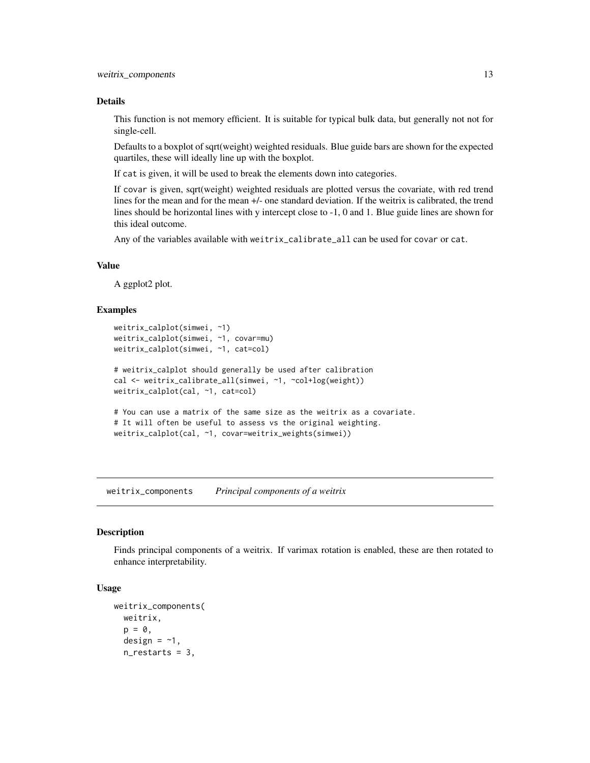### Details

This function is not memory efficient. It is suitable for typical bulk data, but generally not not for single-cell.

Defaults to a boxplot of sqrt(weight) weighted residuals. Blue guide bars are shown for the expected quartiles, these will ideally line up with the boxplot.

If `cat` is given, it will be used to break the elements down into categories.

If `covar` is given, sqrt(weight) weighted residuals are plotted versus the covariate, with red trend lines for the mean and for the mean +/- one standard deviation. If the weitrix is calibrated, the trend lines should be horizontal lines with y intercept close to -1, 0 and 1. Blue guide lines are shown for this ideal outcome.

Any of the variables available with `weitrix_calibrate_all` can be used for `covar` or `cat`.

### Value

A ggplot2 plot.

### Examples

```
weitrix_calplot(simwei, ~1)
weitrix_calplot(simwei, ~1, covar=mu)
weitrix_calplot(simwei, ~1, cat=col)

# weitrix_calplot should generally be used after calibration
cal <- weitrix_calibrate_all(simwei, ~1, ~col+log(weight))
weitrix_calplot(cal, ~1, cat=col)

# You can use a matrix of the same size as the weitrix as a covariate.
# It will often be useful to assess vs the original weighting.
weitrix_calplot(cal, ~1, covar=weitrix_weights(simwei))
```

---

## `weitrix_components` *Principal components of a weitrix*

### Description

Finds principal components of a weitrix. If varimax rotation is enabled, these are then rotated to enhance interpretability.

### Usage

```
weitrix_components(
  weitrix,
  p = 0,
  design = ~1,
  n_restarts = 3,
```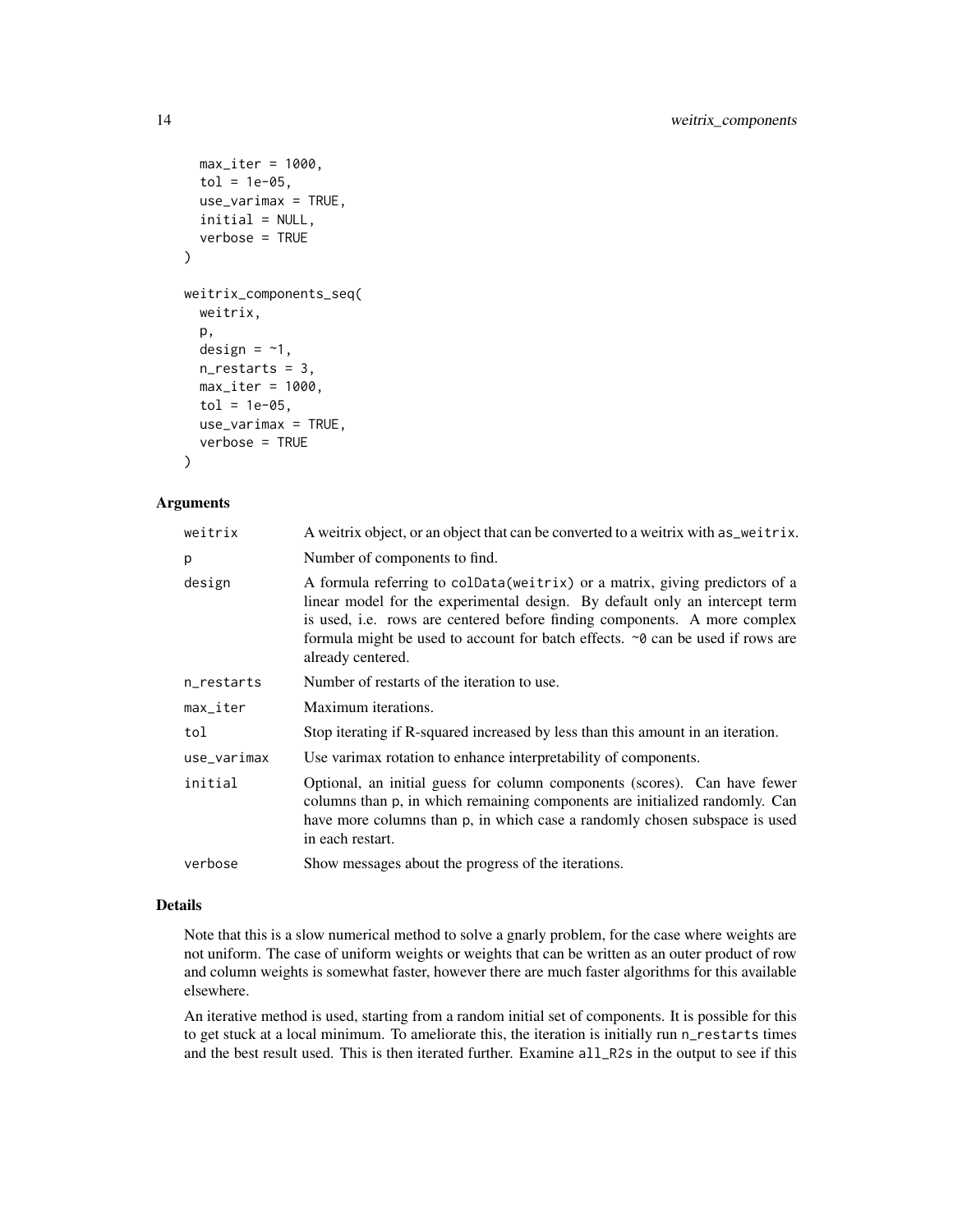```
  max_iter = 1000,
  tol = 1e-05,
  use_varimax = TRUE,
  initial = NULL,
  verbose = TRUE
)

weitrix_components_seq(
  weitrix,
  p,
  design = ~1,
  n_restarts = 3,
  max_iter = 1000,
  tol = 1e-05,
  use_varimax = TRUE,
  verbose = TRUE
)
```

### Arguments

| | |
|---|---|
| `weitrix` | A weitrix object, or an object that can be converted to a weitrix with `as_weitrix`. |
| `p` | Number of components to find. |
| `design` | A formula referring to `colData(weitrix)` or a matrix, giving predictors of a linear model for the experimental design. By default only an intercept term is used, i.e. rows are centered before finding components. A more complex formula might be used to account for batch effects. `~0` can be used if rows are already centered. |
| `n_restarts` | Number of restarts of the iteration to use. |
| `max_iter` | Maximum iterations. |
| `tol` | Stop iterating if R-squared increased by less than this amount in an iteration. |
| `use_varimax` | Use varimax rotation to enhance interpretability of components. |
| `initial` | Optional, an initial guess for column components (scores). Can have fewer columns than p, in which remaining components are initialized randomly. Can have more columns than p, in which case a randomly chosen subspace is used in each restart. |
| `verbose` | Show messages about the progress of the iterations. |

### Details

Note that this is a slow numerical method to solve a gnarly problem, for the case where weights are not uniform. The case of uniform weights or weights that can be written as an outer product of row and column weights is somewhat faster, however there are much faster algorithms for this available elsewhere.

An iterative method is used, starting from a random initial set of components. It is possible for this to get stuck at a local minimum. To ameliorate this, the iteration is initially run `n_restarts` times and the best result used. This is then iterated further. Examine `all_R2s` in the output to see if this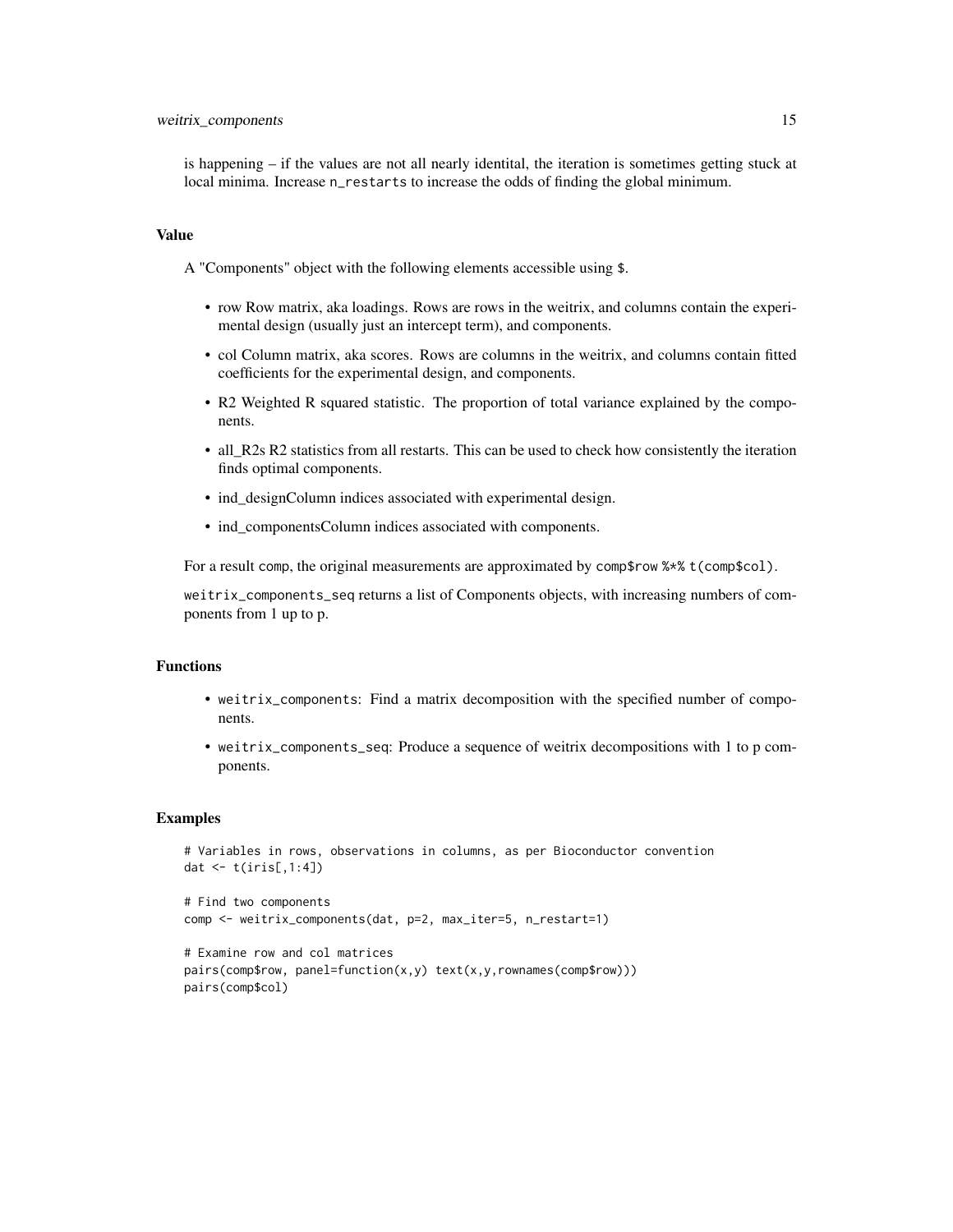is happening – if the values are not all nearly identital, the iteration is sometimes getting stuck at local minima. Increase `n_restarts` to increase the odds of finding the global minimum.

### Value

A "Components" object with the following elements accessible using `$`.

- row Row matrix, aka loadings. Rows are rows in the weitrix, and columns contain the experimental design (usually just an intercept term), and components.
- col Column matrix, aka scores. Rows are columns in the weitrix, and columns contain fitted coefficients for the experimental design, and components.
- R2 Weighted R squared statistic. The proportion of total variance explained by the components.
- all_R2s R2 statistics from all restarts. This can be used to check how consistently the iteration finds optimal components.
- ind_designColumn indices associated with experimental design.
- ind_componentsColumn indices associated with components.

For a result `comp`, the original measurements are approximated by `comp$row %*% t(comp$col)`.

`weitrix_components_seq` returns a list of Components objects, with increasing numbers of components from 1 up to p.

### Functions

- `weitrix_components`: Find a matrix decomposition with the specified number of components.
- `weitrix_components_seq`: Produce a sequence of weitrix decompositions with 1 to p components.

### Examples

```
# Variables in rows, observations in columns, as per Bioconductor convention
dat <- t(iris[,1:4])

# Find two components
comp <- weitrix_components(dat, p=2, max_iter=5, n_restart=1)

# Examine row and col matrices
pairs(comp$row, panel=function(x,y) text(x,y,rownames(comp$row)))
pairs(comp$col)
```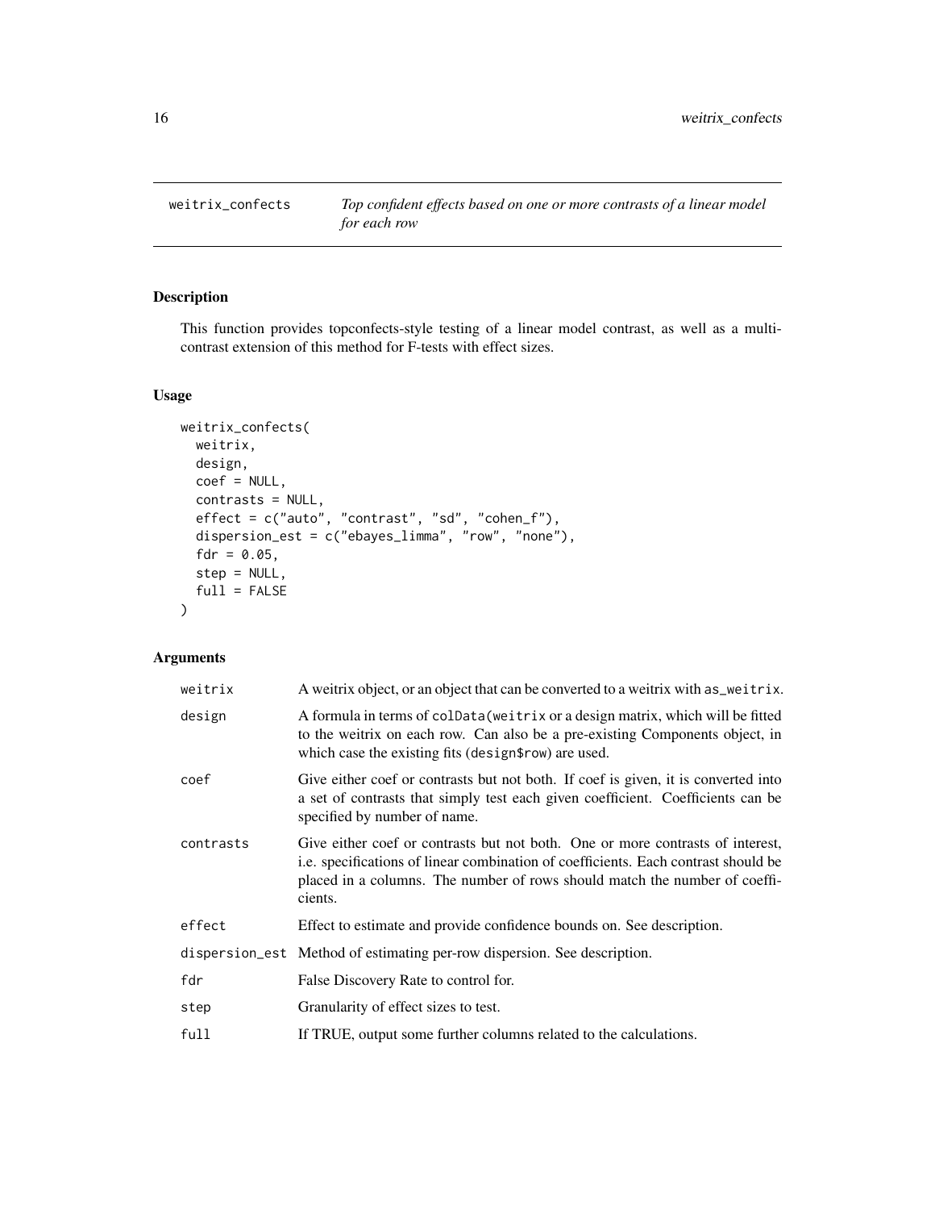## weitrix_confects

*Top confident effects based on one or more contrasts of a linear model for each row*

### Description

This function provides topconfects-style testing of a linear model contrast, as well as a multi-contrast extension of this method for F-tests with effect sizes.

### Usage

```
weitrix_confects(
  weitrix,
  design,
  coef = NULL,
  contrasts = NULL,
  effect = c("auto", "contrast", "sd", "cohen_f"),
  dispersion_est = c("ebayes_limma", "row", "none"),
  fdr = 0.05,
  step = NULL,
  full = FALSE
)
```

### Arguments

| | |
|---|---|
| weitrix | A weitrix object, or an object that can be converted to a weitrix with as_weitrix. |
| design | A formula in terms of colData(weitrix or a design matrix, which will be fitted to the weitrix on each row. Can also be a pre-existing Components object, in which case the existing fits (design$row) are used. |
| coef | Give either coef or contrasts but not both. If coef is given, it is converted into a set of contrasts that simply test each given coefficient. Coefficients can be specified by number of name. |
| contrasts | Give either coef or contrasts but not both. One or more contrasts of interest, i.e. specifications of linear combination of coefficients. Each contrast should be placed in a columns. The number of rows should match the number of coefficients. |
| effect | Effect to estimate and provide confidence bounds on. See description. |
| dispersion_est | Method of estimating per-row dispersion. See description. |
| fdr | False Discovery Rate to control for. |
| step | Granularity of effect sizes to test. |
| full | If TRUE, output some further columns related to the calculations. |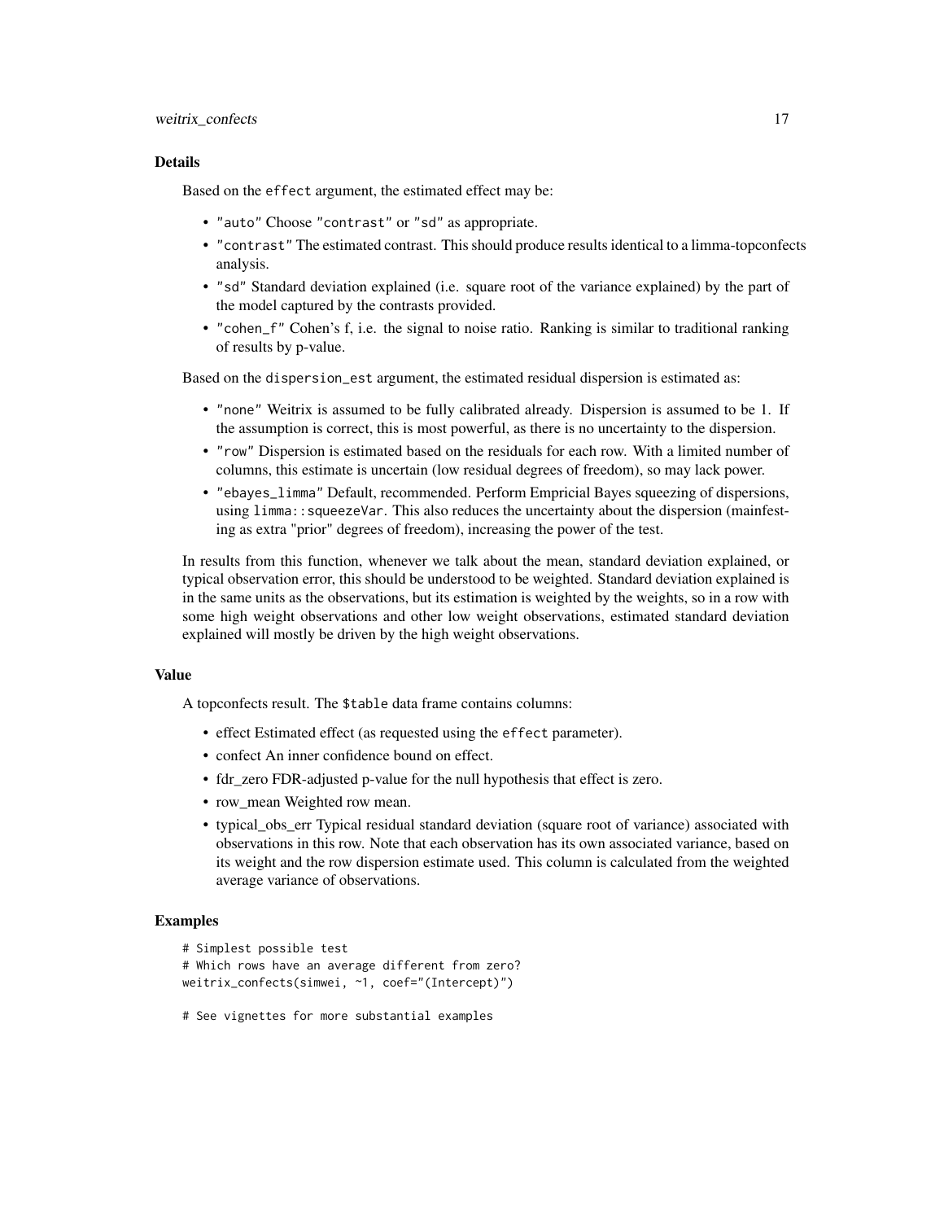### Details

Based on the `effect` argument, the estimated effect may be:

- `"auto"` Choose `"contrast"` or `"sd"` as appropriate.
- `"contrast"` The estimated contrast. This should produce results identical to a limma-topconfects analysis.
- `"sd"` Standard deviation explained (i.e. square root of the variance explained) by the part of the model captured by the contrasts provided.
- `"cohen_f"` Cohen's f, i.e. the signal to noise ratio. Ranking is similar to traditional ranking of results by p-value.

Based on the `dispersion_est` argument, the estimated residual dispersion is estimated as:

- `"none"` Weitrix is assumed to be fully calibrated already. Dispersion is assumed to be 1. If the assumption is correct, this is most powerful, as there is no uncertainty to the dispersion.
- `"row"` Dispersion is estimated based on the residuals for each row. With a limited number of columns, this estimate is uncertain (low residual degrees of freedom), so may lack power.
- `"ebayes_limma"` Default, recommended. Perform Empricial Bayes squeezing of dispersions, using `limma::squeezeVar`. This also reduces the uncertainty about the dispersion (mainfesting as extra "prior" degrees of freedom), increasing the power of the test.

In results from this function, whenever we talk about the mean, standard deviation explained, or typical observation error, this should be understood to be weighted. Standard deviation explained is in the same units as the observations, but its estimation is weighted by the weights, so in a row with some high weight observations and other low weight observations, estimated standard deviation explained will mostly be driven by the high weight observations.

### Value

A topconfects result. The `$table` data frame contains columns:

- effect Estimated effect (as requested using the `effect` parameter).
- confect An inner confidence bound on effect.
- fdr_zero FDR-adjusted p-value for the null hypothesis that effect is zero.
- row_mean Weighted row mean.
- typical_obs_err Typical residual standard deviation (square root of variance) associated with observations in this row. Note that each observation has its own associated variance, based on its weight and the row dispersion estimate used. This column is calculated from the weighted average variance of observations.

### Examples

```
# Simplest possible test
# Which rows have an average different from zero?
weitrix_confects(simwei, ~1, coef="(Intercept)")

# See vignettes for more substantial examples
```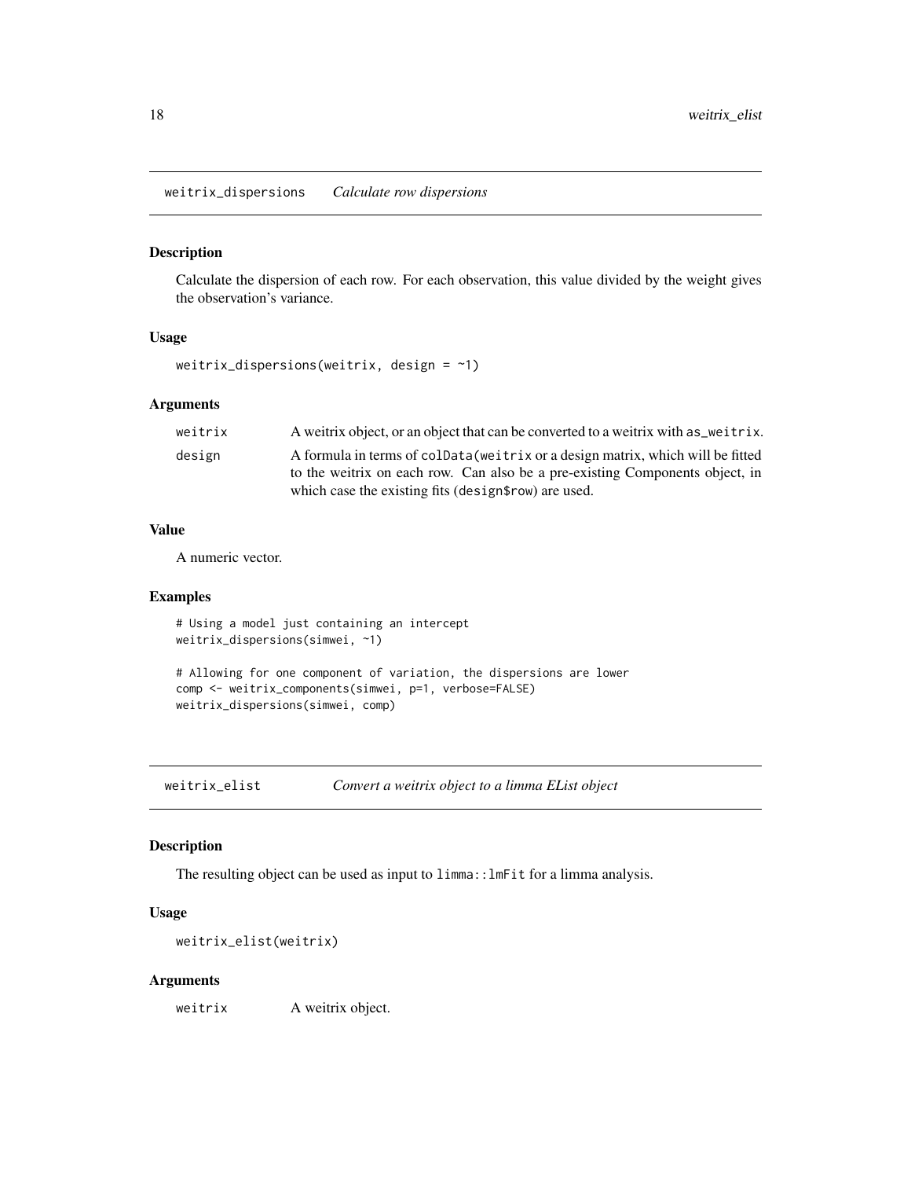## weitrix_dispersions *Calculate row dispersions*

### Description

Calculate the dispersion of each row. For each observation, this value divided by the weight gives the observation's variance.

### Usage

```
weitrix_dispersions(weitrix, design = ~1)
```

### Arguments

| | |
|---|---|
| weitrix | A weitrix object, or an object that can be converted to a weitrix with `as_weitrix`. |
| design | A formula in terms of `colData(weitrix` or a design matrix, which will be fitted to the weitrix on each row. Can also be a pre-existing Components object, in which case the existing fits (`design$row`) are used. |

### Value

A numeric vector.

### Examples

```
# Using a model just containing an intercept
weitrix_dispersions(simwei, ~1)

# Allowing for one component of variation, the dispersions are lower
comp <- weitrix_components(simwei, p=1, verbose=FALSE)
weitrix_dispersions(simwei, comp)
```

## weitrix_elist *Convert a weitrix object to a limma EList object*

### Description

The resulting object can be used as input to `limma::lmFit` for a limma analysis.

### Usage

```
weitrix_elist(weitrix)
```

### Arguments

| | |
|---|---|
| weitrix | A weitrix object. |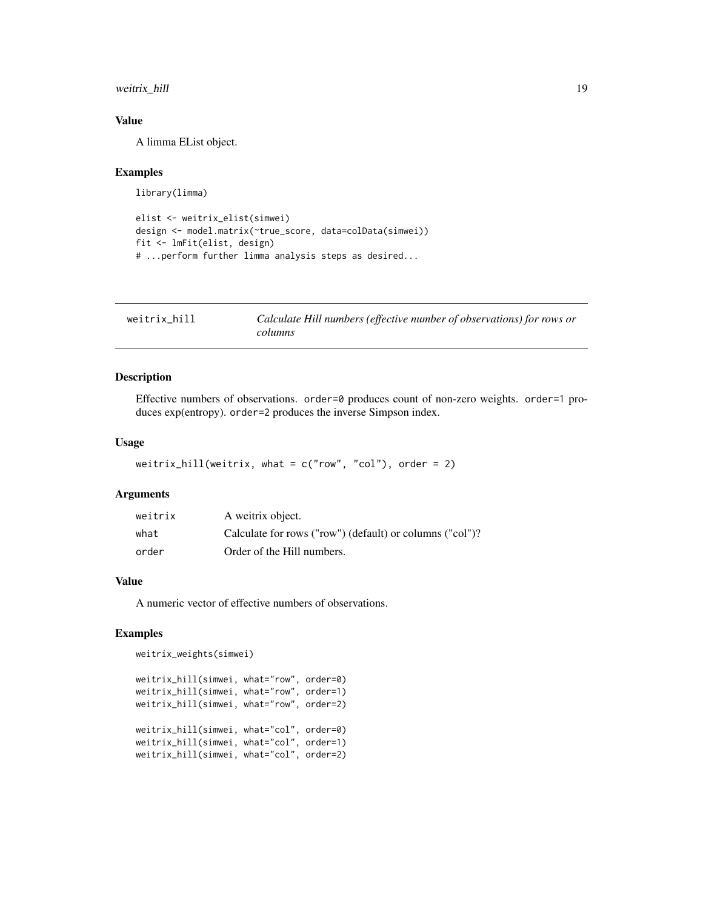### Value

A limma EList object.

### Examples

```
library(limma)

elist <- weitrix_elist(simwei)
design <- model.matrix(~true_score, data=colData(simwei))
fit <- lmFit(elist, design)
# ...perform further limma analysis steps as desired...
```

---

## weitrix_hill — *Calculate Hill numbers (effective number of observations) for rows or columns*

---

### Description

Effective numbers of observations. `order=0` produces count of non-zero weights. `order=1` produces exp(entropy). `order=2` produces the inverse Simpson index.

### Usage

```
weitrix_hill(weitrix, what = c("row", "col"), order = 2)
```

### Arguments

| | |
|---|---|
| weitrix | A weitrix object. |
| what | Calculate for rows ("row") (default) or columns ("col")? |
| order | Order of the Hill numbers. |

### Value

A numeric vector of effective numbers of observations.

### Examples

```
weitrix_weights(simwei)

weitrix_hill(simwei, what="row", order=0)
weitrix_hill(simwei, what="row", order=1)
weitrix_hill(simwei, what="row", order=2)

weitrix_hill(simwei, what="col", order=0)
weitrix_hill(simwei, what="col", order=1)
weitrix_hill(simwei, what="col", order=2)
```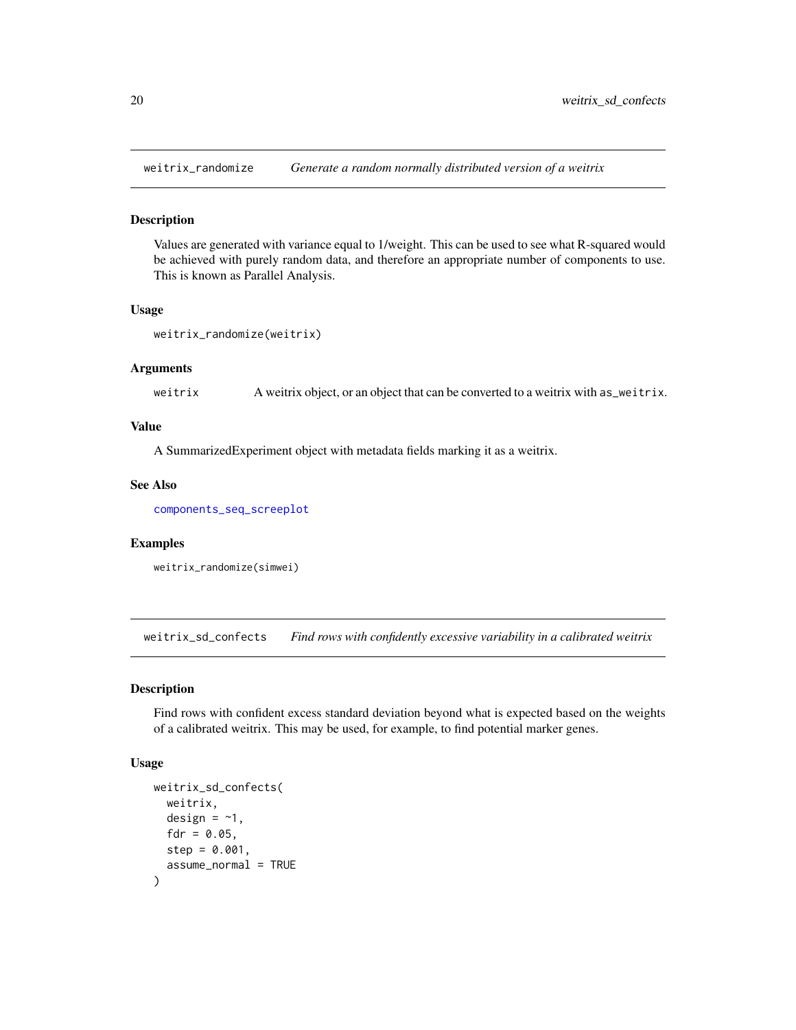## weitrix_randomize — *Generate a random normally distributed version of a weitrix*

### Description

Values are generated with variance equal to 1/weight. This can be used to see what R-squared would be achieved with purely random data, and therefore an appropriate number of components to use. This is known as Parallel Analysis.

### Usage

```
weitrix_randomize(weitrix)
```

### Arguments

| | |
|---|---|
| weitrix | A weitrix object, or an object that can be converted to a weitrix with as_weitrix. |

### Value

A SummarizedExperiment object with metadata fields marking it as a weitrix.

### See Also

components_seq_screeplot

### Examples

```
weitrix_randomize(simwei)
```

## weitrix_sd_confects — *Find rows with confidently excessive variability in a calibrated weitrix*

### Description

Find rows with confident excess standard deviation beyond what is expected based on the weights of a calibrated weitrix. This may be used, for example, to find potential marker genes.

### Usage

```
weitrix_sd_confects(
  weitrix,
  design = ~1,
  fdr = 0.05,
  step = 0.001,
  assume_normal = TRUE
)
```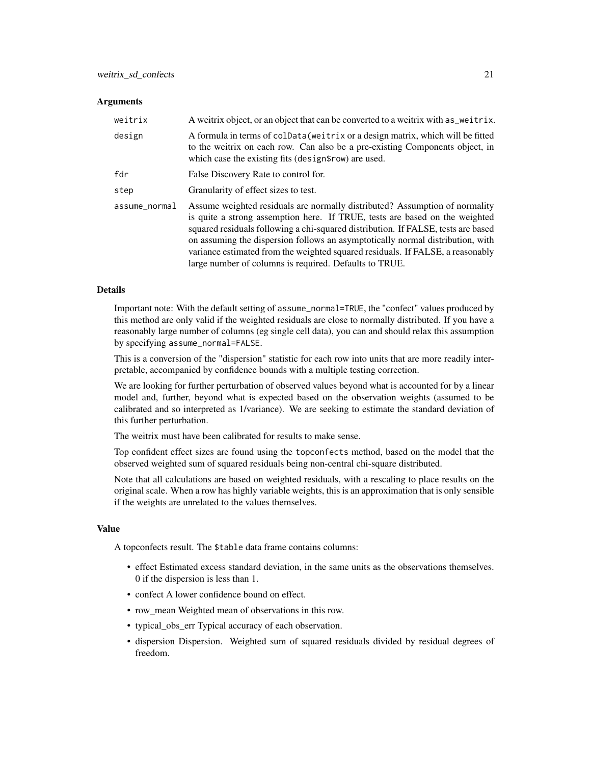### Arguments

| | |
|---|---|
| weitrix | A weitrix object, or an object that can be converted to a weitrix with `as_weitrix`. |
| design | A formula in terms of `colData(weitrix` or a design matrix, which will be fitted to the weitrix on each row. Can also be a pre-existing Components object, in which case the existing fits (`design$row`) are used. |
| fdr | False Discovery Rate to control for. |
| step | Granularity of effect sizes to test. |
| assume_normal | Assume weighted residuals are normally distributed? Assumption of normality is quite a strong assemption here. If TRUE, tests are based on the weighted squared residuals following a chi-squared distribution. If FALSE, tests are based on assuming the dispersion follows an asymptotically normal distribution, with variance estimated from the weighted squared residuals. If FALSE, a reasonably large number of columns is required. Defaults to TRUE. |

### Details

Important note: With the default setting of `assume_normal=TRUE`, the "confect" values produced by this method are only valid if the weighted residuals are close to normally distributed. If you have a reasonably large number of columns (eg single cell data), you can and should relax this assumption by specifying `assume_normal=FALSE`.

This is a conversion of the "dispersion" statistic for each row into units that are more readily interpretable, accompanied by confidence bounds with a multiple testing correction.

We are looking for further perturbation of observed values beyond what is accounted for by a linear model and, further, beyond what is expected based on the observation weights (assumed to be calibrated and so interpreted as 1/variance). We are seeking to estimate the standard deviation of this further perturbation.

The weitrix must have been calibrated for results to make sense.

Top confident effect sizes are found using the `topconfects` method, based on the model that the observed weighted sum of squared residuals being non-central chi-square distributed.

Note that all calculations are based on weighted residuals, with a rescaling to place results on the original scale. When a row has highly variable weights, this is an approximation that is only sensible if the weights are unrelated to the values themselves.

### Value

A topconfects result. The `$table` data frame contains columns:

- effect Estimated excess standard deviation, in the same units as the observations themselves. 0 if the dispersion is less than 1.
- confect A lower confidence bound on effect.
- row_mean Weighted mean of observations in this row.
- typical_obs_err Typical accuracy of each observation.
- dispersion Dispersion. Weighted sum of squared residuals divided by residual degrees of freedom.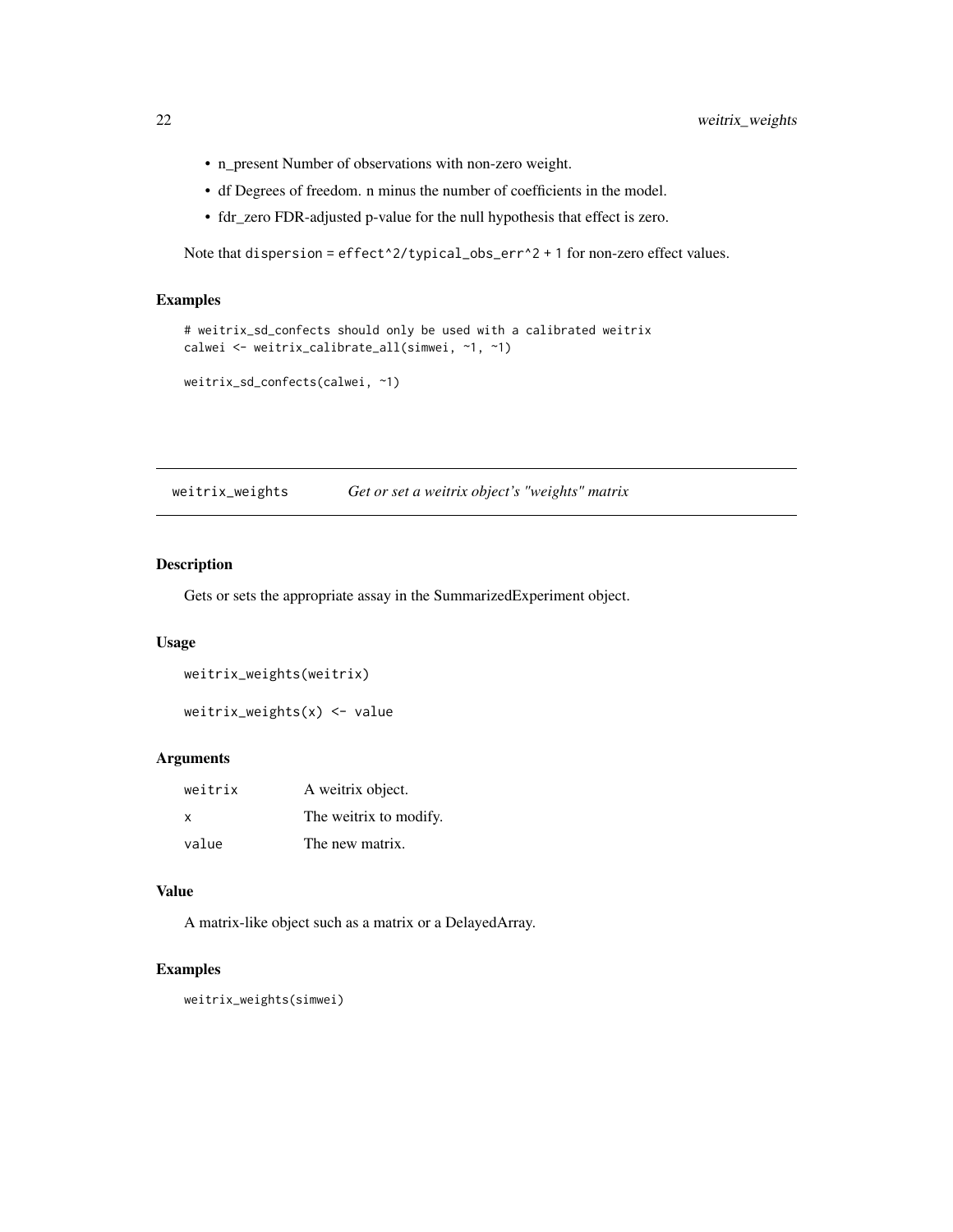- n_present Number of observations with non-zero weight.
- df Degrees of freedom. n minus the number of coefficients in the model.
- fdr_zero FDR-adjusted p-value for the null hypothesis that effect is zero.

Note that `dispersion = effect^2/typical_obs_err^2 + 1` for non-zero effect values.

### Examples

```
# weitrix_sd_confects should only be used with a calibrated weitrix
calwei <- weitrix_calibrate_all(simwei, ~1, ~1)

weitrix_sd_confects(calwei, ~1)
```

---

## weitrix_weights *Get or set a weitrix object's "weights" matrix*

### Description

Gets or sets the appropriate assay in the SummarizedExperiment object.

### Usage

```
weitrix_weights(weitrix)

weitrix_weights(x) <- value
```

### Arguments

| | |
|---|---|
| weitrix | A weitrix object. |
| x | The weitrix to modify. |
| value | The new matrix. |

### Value

A matrix-like object such as a matrix or a DelayedArray.

### Examples

```
weitrix_weights(simwei)
```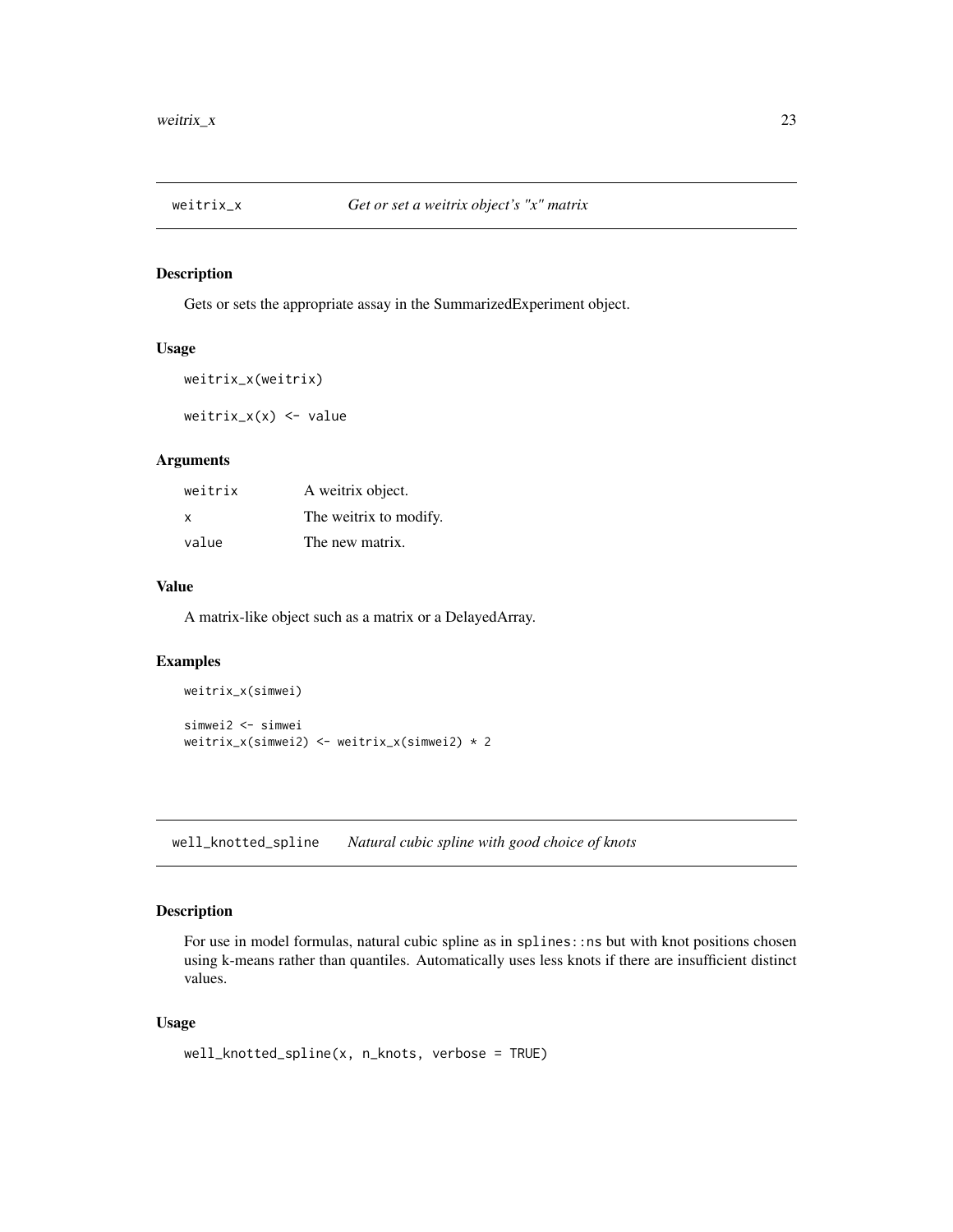## weitrix_x — *Get or set a weitrix object's "x" matrix*

### Description

Gets or sets the appropriate assay in the SummarizedExperiment object.

### Usage

```
weitrix_x(weitrix)

weitrix_x(x) <- value
```

### Arguments

| | |
|---|---|
| weitrix | A weitrix object. |
| x | The weitrix to modify. |
| value | The new matrix. |

### Value

A matrix-like object such as a matrix or a DelayedArray.

### Examples

```
weitrix_x(simwei)

simwei2 <- simwei
weitrix_x(simwei2) <- weitrix_x(simwei2) * 2
```

## well_knotted_spline — *Natural cubic spline with good choice of knots*

### Description

For use in model formulas, natural cubic spline as in `splines::ns` but with knot positions chosen using k-means rather than quantiles. Automatically uses less knots if there are insufficient distinct values.

### Usage

```
well_knotted_spline(x, n_knots, verbose = TRUE)
```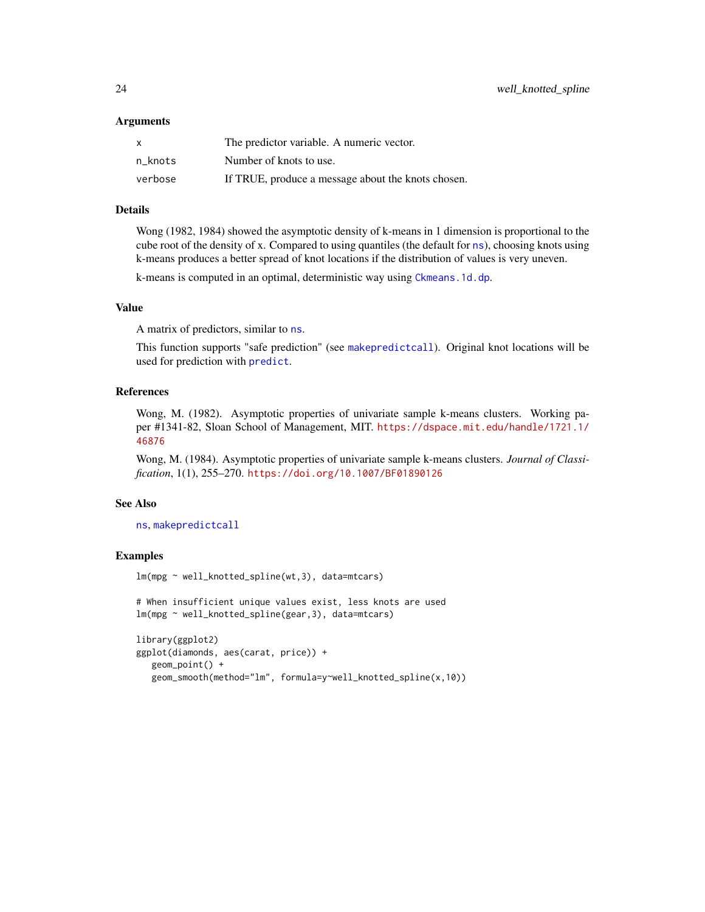### Arguments

| | |
|---|---|
| x | The predictor variable. A numeric vector. |
| n_knots | Number of knots to use. |
| verbose | If TRUE, produce a message about the knots chosen. |

### Details

Wong (1982, 1984) showed the asymptotic density of k-means in 1 dimension is proportional to the cube root of the density of x. Compared to using quantiles (the default for `ns`), choosing knots using k-means produces a better spread of knot locations if the distribution of values is very uneven.

k-means is computed in an optimal, deterministic way using `Ckmeans.1d.dp`.

### Value

A matrix of predictors, similar to `ns`.

This function supports "safe prediction" (see `makepredictcall`). Original knot locations will be used for prediction with `predict`.

### References

Wong, M. (1982). Asymptotic properties of univariate sample k-means clusters. Working paper #1341-82, Sloan School of Management, MIT. https://dspace.mit.edu/handle/1721.1/46876

Wong, M. (1984). Asymptotic properties of univariate sample k-means clusters. *Journal of Classification*, 1(1), 255–270. https://doi.org/10.1007/BF01890126

### See Also

`ns`, `makepredictcall`

### Examples

```
lm(mpg ~ well_knotted_spline(wt,3), data=mtcars)

# When insufficient unique values exist, less knots are used
lm(mpg ~ well_knotted_spline(gear,3), data=mtcars)

library(ggplot2)
ggplot(diamonds, aes(carat, price)) +
   geom_point() +
   geom_smooth(method="lm", formula=y~well_knotted_spline(x,10))
```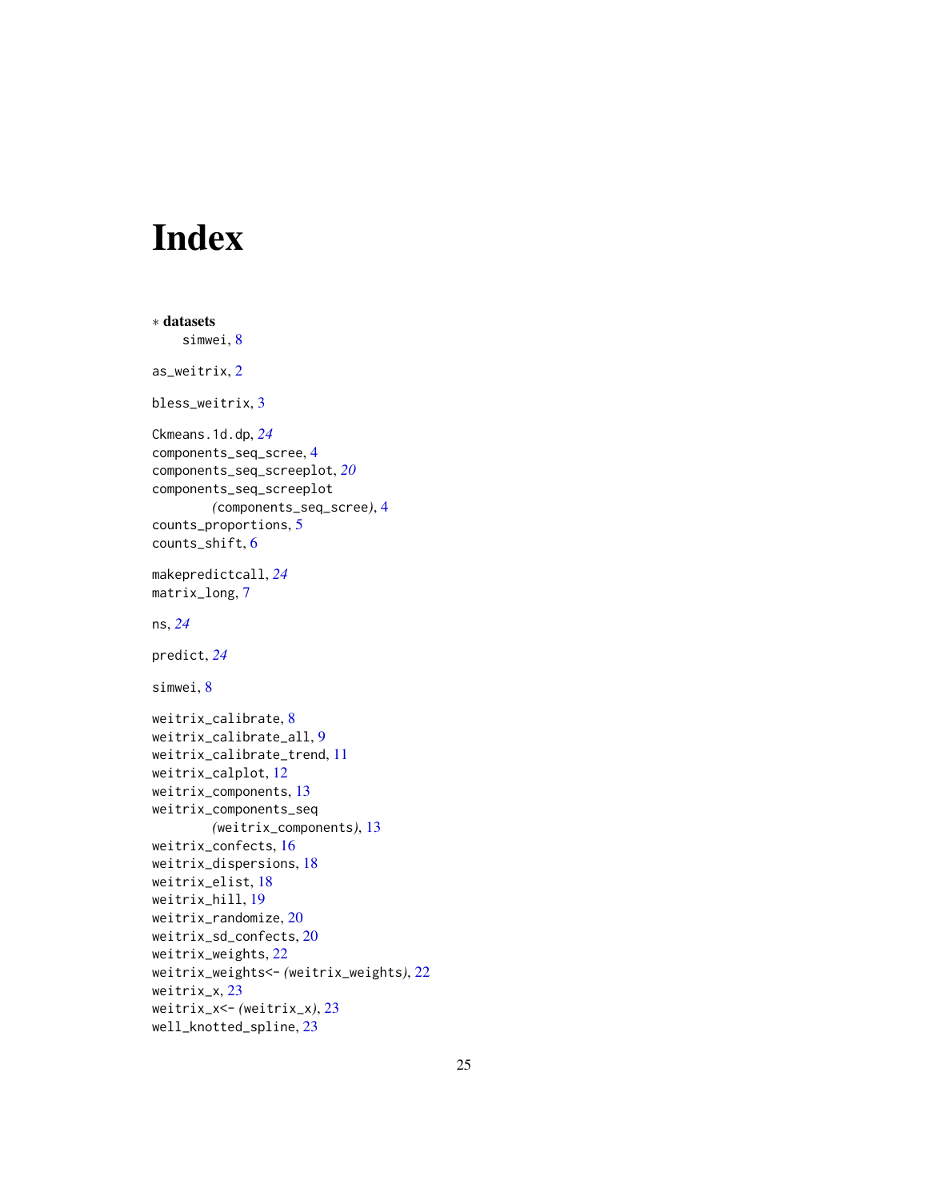# Index

∗ **datasets**
simwei, 8

as_weitrix, 2

bless_weitrix, 3

Ckmeans.1d.dp, *24*
components_seq_scree, 4
components_seq_screeplot, *20*
components_seq_screeplot
*(*components_seq_scree*)*, 4
counts_proportions, 5
counts_shift, 6

makepredictcall, *24*
matrix_long, 7

ns, *24*

predict, *24*

simwei, 8

weitrix_calibrate, 8
weitrix_calibrate_all, 9
weitrix_calibrate_trend, 11
weitrix_calplot, 12
weitrix_components, 13
weitrix_components_seq
*(*weitrix_components*)*, 13
weitrix_confects, 16
weitrix_dispersions, 18
weitrix_elist, 18
weitrix_hill, 19
weitrix_randomize, 20
weitrix_sd_confects, 20
weitrix_weights, 22
weitrix_weights<- *(*weitrix_weights*)*, 22
weitrix_x, 23
weitrix_x<- *(*weitrix_x*)*, 23
well_knotted_spline, 23